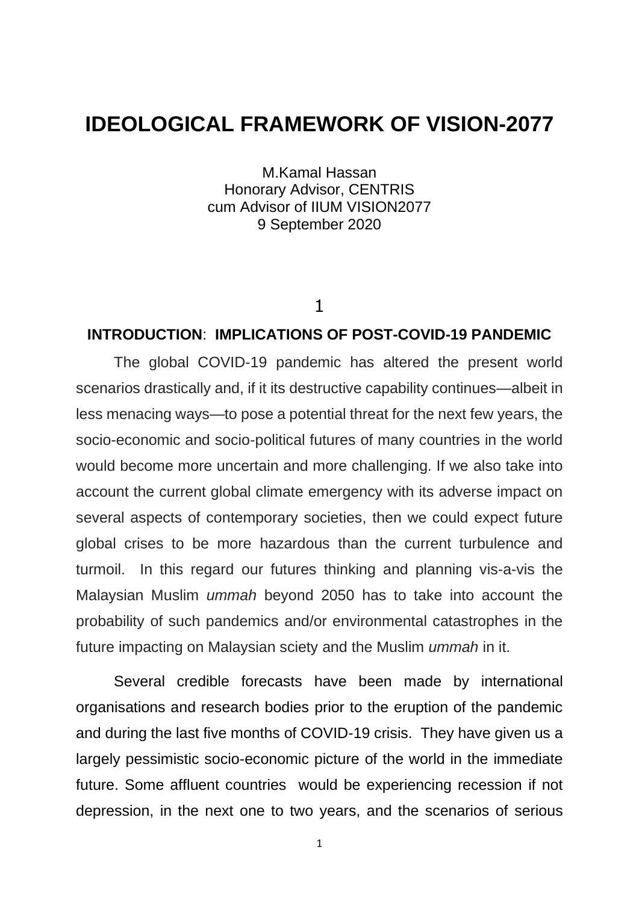# IDEOLOGICAL FRAMEWORK OF VISION-2077

M.Kamal Hassan
Honorary Advisor, CENTRIS
cum Advisor of IIUM VISION2077
9 September 2020

1

## INTRODUCTION: IMPLICATIONS OF POST-COVID-19 PANDEMIC

The global COVID-19 pandemic has altered the present world scenarios drastically and, if it its destructive capability continues—albeit in less menacing ways—to pose a potential threat for the next few years, the socio-economic and socio-political futures of many countries in the world would become more uncertain and more challenging. If we also take into account the current global climate emergency with its adverse impact on several aspects of contemporary societies, then we could expect future global crises to be more hazardous than the current turbulence and turmoil. In this regard our futures thinking and planning vis-a-vis the Malaysian Muslim *ummah* beyond 2050 has to take into account the probability of such pandemics and/or environmental catastrophes in the future impacting on Malaysian sciety and the Muslim *ummah* in it.

Several credible forecasts have been made by international organisations and research bodies prior to the eruption of the pandemic and during the last five months of COVID-19 crisis. They have given us a largely pessimistic socio-economic picture of the world in the immediate future. Some affluent countries would be experiencing recession if not depression, in the next one to two years, and the scenarios of serious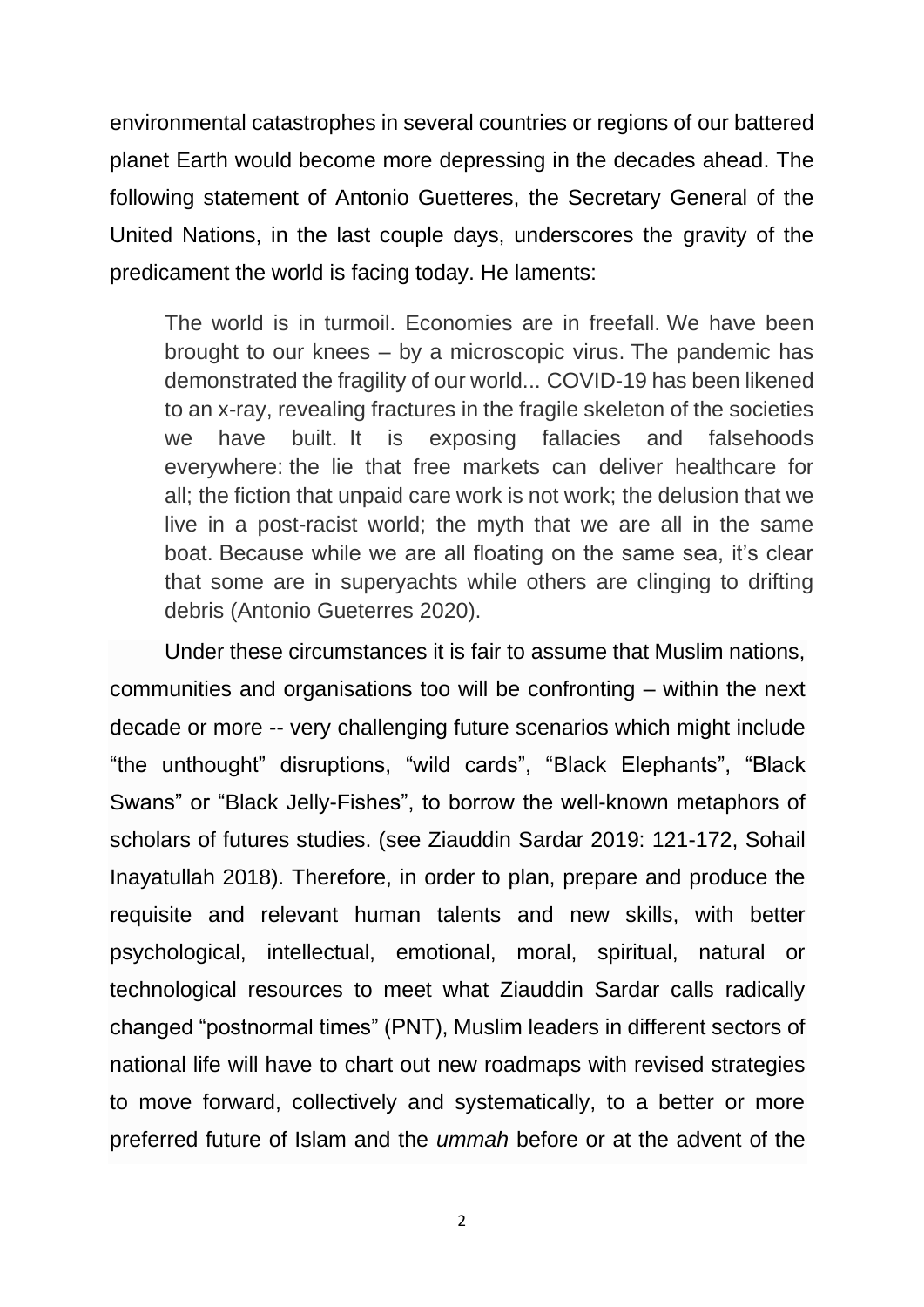environmental catastrophes in several countries or regions of our battered planet Earth would become more depressing in the decades ahead. The following statement of Antonio Guetteres, the Secretary General of the United Nations, in the last couple days, underscores the gravity of the predicament the world is facing today. He laments:

> The world is in turmoil. Economies are in freefall. We have been brought to our knees – by a microscopic virus. The pandemic has demonstrated the fragility of our world... COVID-19 has been likened to an x-ray, revealing fractures in the fragile skeleton of the societies we have built. It is exposing fallacies and falsehoods everywhere: the lie that free markets can deliver healthcare for all; the fiction that unpaid care work is not work; the delusion that we live in a post-racist world; the myth that we are all in the same boat. Because while we are all floating on the same sea, it's clear that some are in superyachts while others are clinging to drifting debris (Antonio Gueterres 2020).

Under these circumstances it is fair to assume that Muslim nations, communities and organisations too will be confronting – within the next decade or more -- very challenging future scenarios which might include "the unthought" disruptions, "wild cards", "Black Elephants", "Black Swans" or "Black Jelly-Fishes", to borrow the well-known metaphors of scholars of futures studies. (see Ziauddin Sardar 2019: 121-172, Sohail Inayatullah 2018). Therefore, in order to plan, prepare and produce the requisite and relevant human talents and new skills, with better psychological, intellectual, emotional, moral, spiritual, natural or technological resources to meet what Ziauddin Sardar calls radically changed "postnormal times" (PNT), Muslim leaders in different sectors of national life will have to chart out new roadmaps with revised strategies to move forward, collectively and systematically, to a better or more preferred future of Islam and the *ummah* before or at the advent of the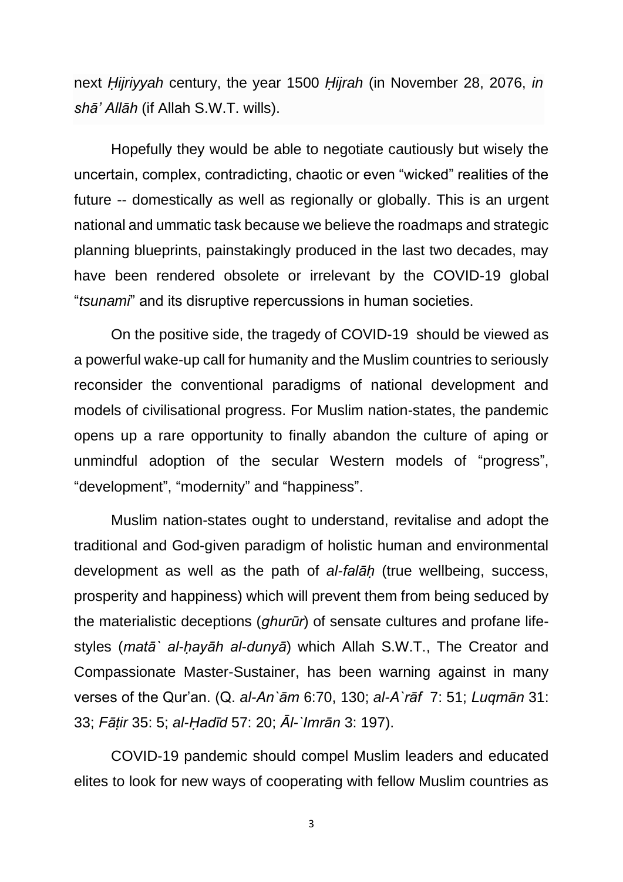next *Ḥijriyyah* century, the year 1500 *Ḥijrah* (in November 28, 2076, *in shā' Allāh* (if Allah S.W.T. wills).

Hopefully they would be able to negotiate cautiously but wisely the uncertain, complex, contradicting, chaotic or even "wicked" realities of the future -- domestically as well as regionally or globally. This is an urgent national and ummatic task because we believe the roadmaps and strategic planning blueprints, painstakingly produced in the last two decades, may have been rendered obsolete or irrelevant by the COVID-19 global "*tsunami*" and its disruptive repercussions in human societies.

On the positive side, the tragedy of COVID-19 should be viewed as a powerful wake-up call for humanity and the Muslim countries to seriously reconsider the conventional paradigms of national development and models of civilisational progress. For Muslim nation-states, the pandemic opens up a rare opportunity to finally abandon the culture of aping or unmindful adoption of the secular Western models of "progress", "development", "modernity" and "happiness".

Muslim nation-states ought to understand, revitalise and adopt the traditional and God-given paradigm of holistic human and environmental development as well as the path of *al-falāḥ* (true wellbeing, success, prosperity and happiness) which will prevent them from being seduced by the materialistic deceptions (*ghurūr*) of sensate cultures and profane life-styles (*matā` al-ḥayāh al-dunyā*) which Allah S.W.T., The Creator and Compassionate Master-Sustainer, has been warning against in many verses of the Qur'an. (Q. *al-An`ām* 6:70, 130; *al-A`rāf* 7: 51; *Luqmān* 31: 33; *Fāṭir* 35: 5; *al-Ḥadīd* 57: 20; *Āl-`Imrān* 3: 197).

COVID-19 pandemic should compel Muslim leaders and educated elites to look for new ways of cooperating with fellow Muslim countries as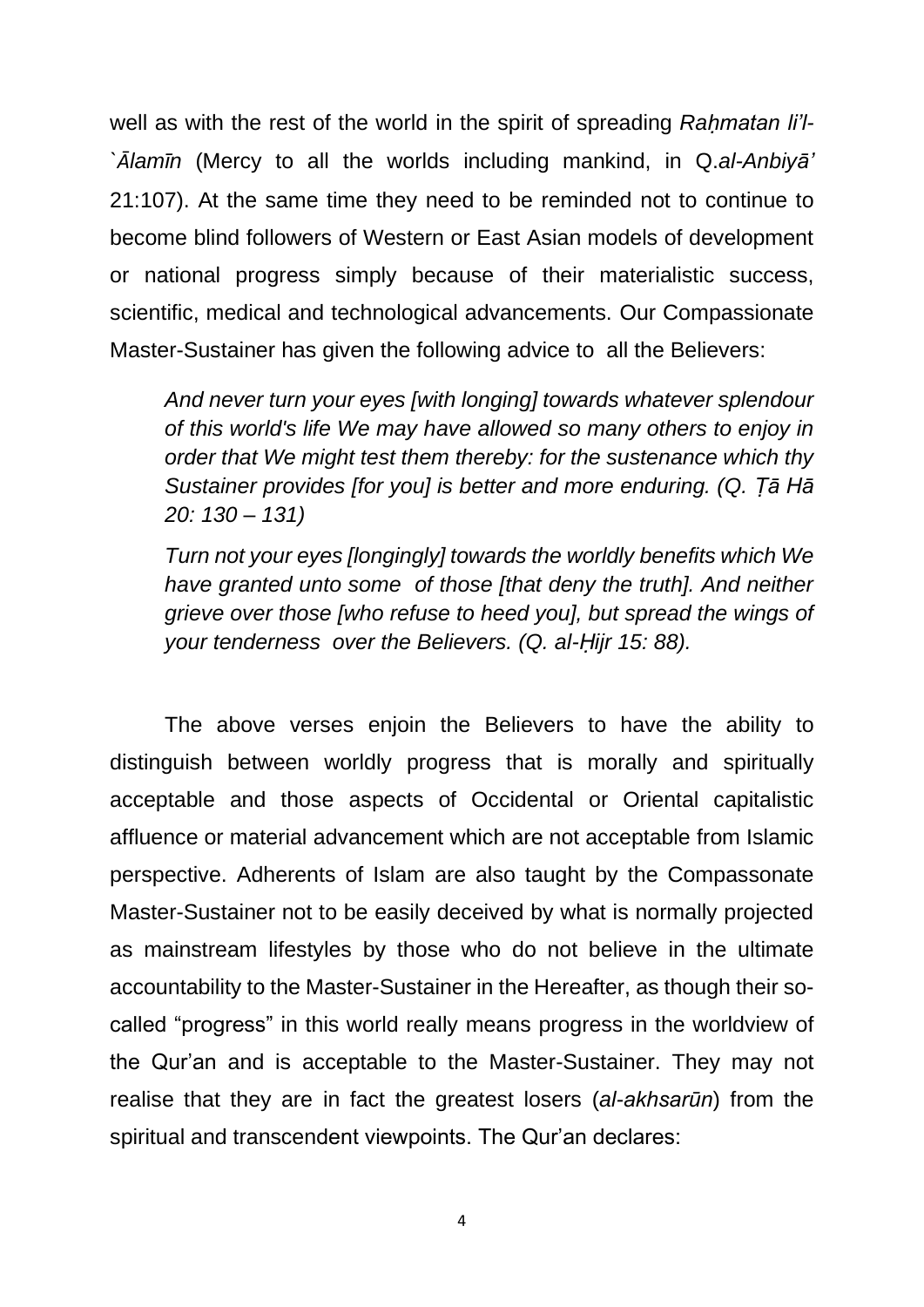well as with the rest of the world in the spirit of spreading *Raḥmatan li'l-`Ālamīn* (Mercy to all the worlds including mankind, in Q.*al-Anbiyā'* 21:107). At the same time they need to be reminded not to continue to become blind followers of Western or East Asian models of development or national progress simply because of their materialistic success, scientific, medical and technological advancements. Our Compassionate Master-Sustainer has given the following advice to all the Believers:

> *And never turn your eyes [with longing] towards whatever splendour of this world's life We may have allowed so many others to enjoy in order that We might test them thereby: for the sustenance which thy Sustainer provides [for you] is better and more enduring. (Q. Ṭā Hā 20: 130 – 131)*
>
> *Turn not your eyes [longingly] towards the worldly benefits which We have granted unto some of those [that deny the truth]. And neither grieve over those [who refuse to heed you], but spread the wings of your tenderness over the Believers. (Q. al-Ḥijr 15: 88).*

The above verses enjoin the Believers to have the ability to distinguish between worldly progress that is morally and spiritually acceptable and those aspects of Occidental or Oriental capitalistic affluence or material advancement which are not acceptable from Islamic perspective. Adherents of Islam are also taught by the Compassonate Master-Sustainer not to be easily deceived by what is normally projected as mainstream lifestyles by those who do not believe in the ultimate accountability to the Master-Sustainer in the Hereafter, as though their so-called "progress" in this world really means progress in the worldview of the Qur'an and is acceptable to the Master-Sustainer. They may not realise that they are in fact the greatest losers (*al-akhsarūn*) from the spiritual and transcendent viewpoints. The Qur'an declares: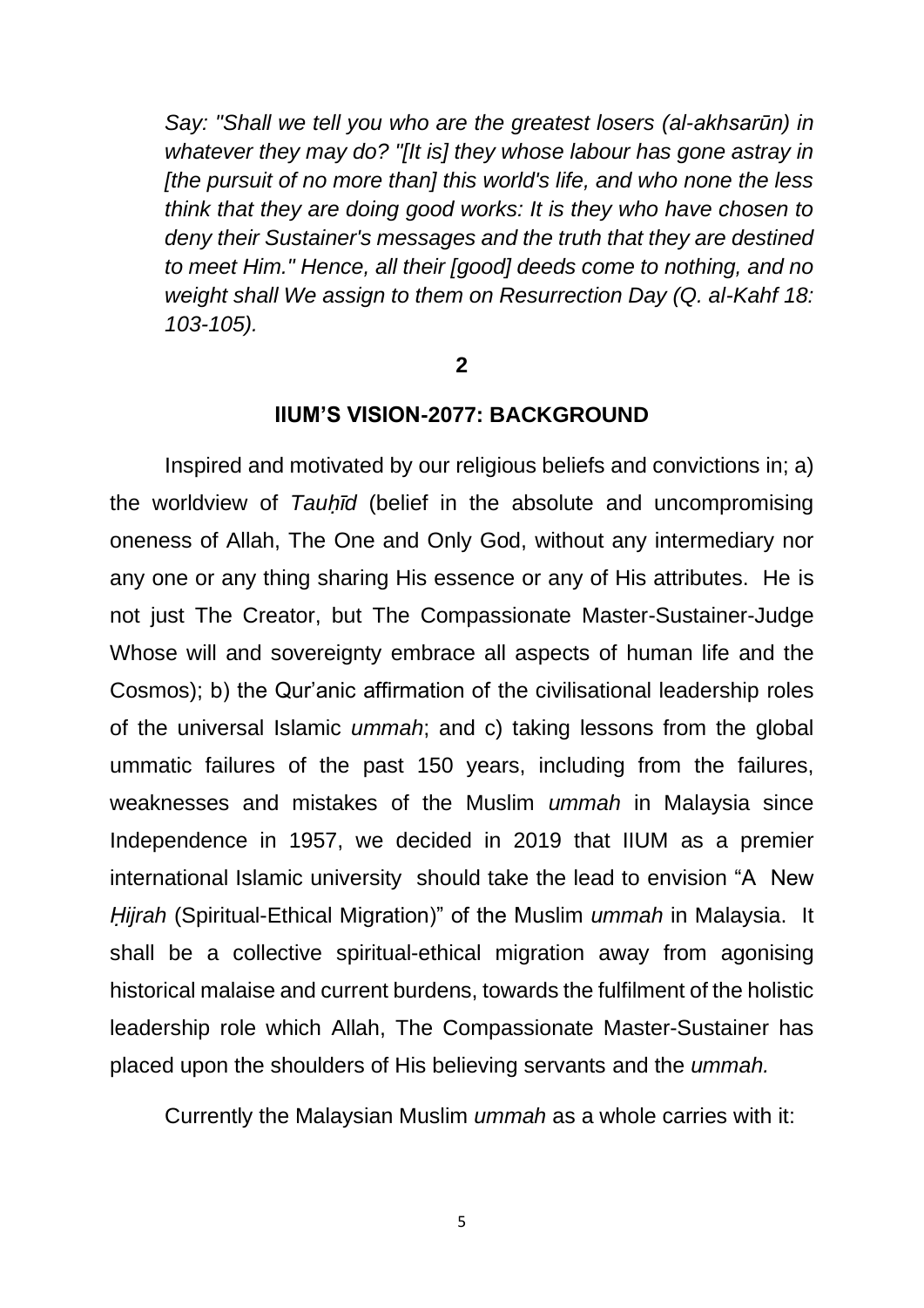*Say: "Shall we tell you who are the greatest losers (al-akhsarūn) in whatever they may do? "[It is] they whose labour has gone astray in [the pursuit of no more than] this world's life, and who none the less think that they are doing good works: It is they who have chosen to deny their Sustainer's messages and the truth that they are destined to meet Him." Hence, all their [good] deeds come to nothing, and no weight shall We assign to them on Resurrection Day (Q. al-Kahf 18: 103-105).*

## 2

## IIUM'S VISION-2077: BACKGROUND

Inspired and motivated by our religious beliefs and convictions in; a) the worldview of *Tauḥīd* (belief in the absolute and uncompromising oneness of Allah, The One and Only God, without any intermediary nor any one or any thing sharing His essence or any of His attributes. He is not just The Creator, but The Compassionate Master-Sustainer-Judge Whose will and sovereignty embrace all aspects of human life and the Cosmos); b) the Qur'anic affirmation of the civilisational leadership roles of the universal Islamic *ummah*; and c) taking lessons from the global ummatic failures of the past 150 years, including from the failures, weaknesses and mistakes of the Muslim *ummah* in Malaysia since Independence in 1957, we decided in 2019 that IIUM as a premier international Islamic university should take the lead to envision "A New *Ḥijrah* (Spiritual-Ethical Migration)" of the Muslim *ummah* in Malaysia. It shall be a collective spiritual-ethical migration away from agonising historical malaise and current burdens, towards the fulfilment of the holistic leadership role which Allah, The Compassionate Master-Sustainer has placed upon the shoulders of His believing servants and the *ummah.*

Currently the Malaysian Muslim *ummah* as a whole carries with it: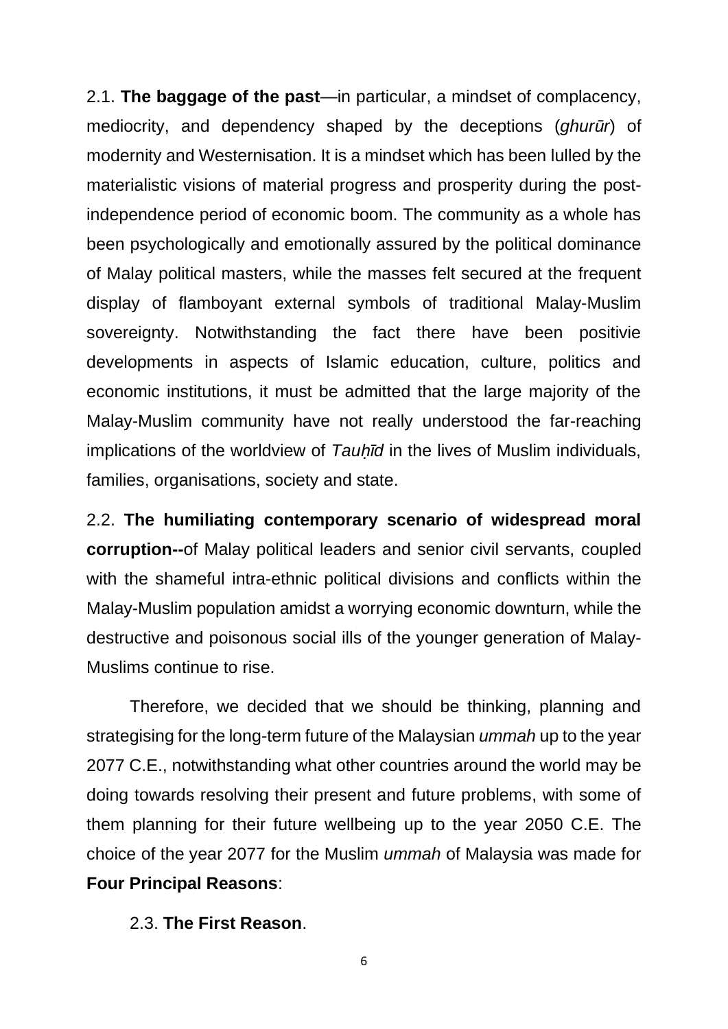2.1. **The baggage of the past**—in particular, a mindset of complacency, mediocrity, and dependency shaped by the deceptions (*ghurūr*) of modernity and Westernisation. It is a mindset which has been lulled by the materialistic visions of material progress and prosperity during the post-independence period of economic boom. The community as a whole has been psychologically and emotionally assured by the political dominance of Malay political masters, while the masses felt secured at the frequent display of flamboyant external symbols of traditional Malay-Muslim sovereignty. Notwithstanding the fact there have been positivie developments in aspects of Islamic education, culture, politics and economic institutions, it must be admitted that the large majority of the Malay-Muslim community have not really understood the far-reaching implications of the worldview of *Tauḥīd* in the lives of Muslim individuals, families, organisations, society and state.

2.2. **The humiliating contemporary scenario of widespread moral corruption--**of Malay political leaders and senior civil servants, coupled with the shameful intra-ethnic political divisions and conflicts within the Malay-Muslim population amidst a worrying economic downturn, while the destructive and poisonous social ills of the younger generation of Malay-Muslims continue to rise.

Therefore, we decided that we should be thinking, planning and strategising for the long-term future of the Malaysian *ummah* up to the year 2077 C.E., notwithstanding what other countries around the world may be doing towards resolving their present and future problems, with some of them planning for their future wellbeing up to the year 2050 C.E. The choice of the year 2077 for the Muslim *ummah* of Malaysia was made for **Four Principal Reasons**:

2.3. **The First Reason**.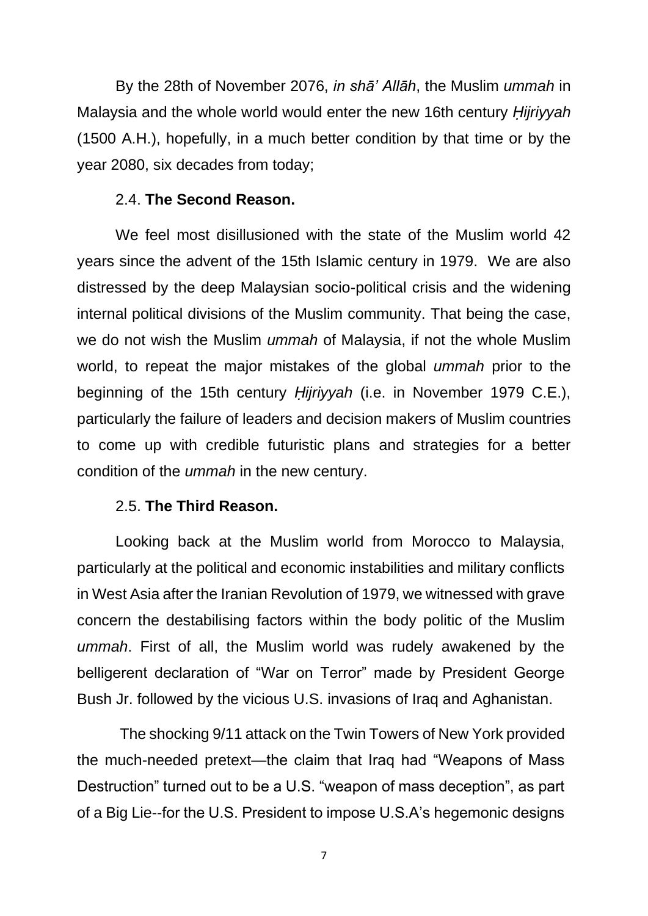By the 28th of November 2076, *in shā' Allāh*, the Muslim *ummah* in Malaysia and the whole world would enter the new 16th century *Ḥijriyyah* (1500 A.H.), hopefully, in a much better condition by that time or by the year 2080, six decades from today;

2.4. **The Second Reason.**

We feel most disillusioned with the state of the Muslim world 42 years since the advent of the 15th Islamic century in 1979. We are also distressed by the deep Malaysian socio-political crisis and the widening internal political divisions of the Muslim community. That being the case, we do not wish the Muslim *ummah* of Malaysia, if not the whole Muslim world, to repeat the major mistakes of the global *ummah* prior to the beginning of the 15th century *Ḥijriyyah* (i.e. in November 1979 C.E.), particularly the failure of leaders and decision makers of Muslim countries to come up with credible futuristic plans and strategies for a better condition of the *ummah* in the new century.

2.5. **The Third Reason.**

Looking back at the Muslim world from Morocco to Malaysia, particularly at the political and economic instabilities and military conflicts in West Asia after the Iranian Revolution of 1979, we witnessed with grave concern the destabilising factors within the body politic of the Muslim *ummah*. First of all, the Muslim world was rudely awakened by the belligerent declaration of "War on Terror" made by President George Bush Jr. followed by the vicious U.S. invasions of Iraq and Aghanistan.

The shocking 9/11 attack on the Twin Towers of New York provided the much-needed pretext—the claim that Iraq had "Weapons of Mass Destruction" turned out to be a U.S. "weapon of mass deception", as part of a Big Lie--for the U.S. President to impose U.S.A's hegemonic designs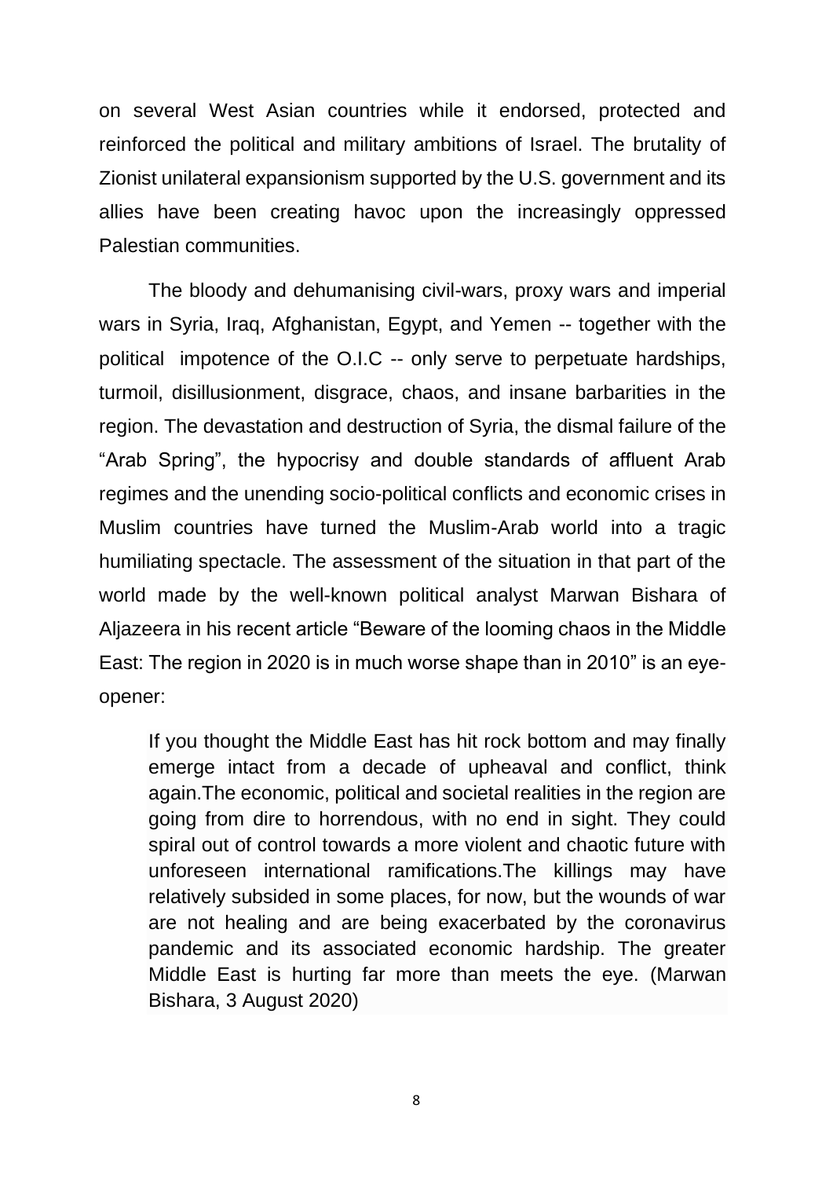on several West Asian countries while it endorsed, protected and reinforced the political and military ambitions of Israel. The brutality of Zionist unilateral expansionism supported by the U.S. government and its allies have been creating havoc upon the increasingly oppressed Palestian communities.

The bloody and dehumanising civil-wars, proxy wars and imperial wars in Syria, Iraq, Afghanistan, Egypt, and Yemen -- together with the political impotence of the O.I.C -- only serve to perpetuate hardships, turmoil, disillusionment, disgrace, chaos, and insane barbarities in the region. The devastation and destruction of Syria, the dismal failure of the "Arab Spring", the hypocrisy and double standards of affluent Arab regimes and the unending socio-political conflicts and economic crises in Muslim countries have turned the Muslim-Arab world into a tragic humiliating spectacle. The assessment of the situation in that part of the world made by the well-known political analyst Marwan Bishara of Aljazeera in his recent article "Beware of the looming chaos in the Middle East: The region in 2020 is in much worse shape than in 2010" is an eye-opener:

> If you thought the Middle East has hit rock bottom and may finally emerge intact from a decade of upheaval and conflict, think again.The economic, political and societal realities in the region are going from dire to horrendous, with no end in sight. They could spiral out of control towards a more violent and chaotic future with unforeseen international ramifications.The killings may have relatively subsided in some places, for now, but the wounds of war are not healing and are being exacerbated by the coronavirus pandemic and its associated economic hardship. The greater Middle East is hurting far more than meets the eye. (Marwan Bishara, 3 August 2020)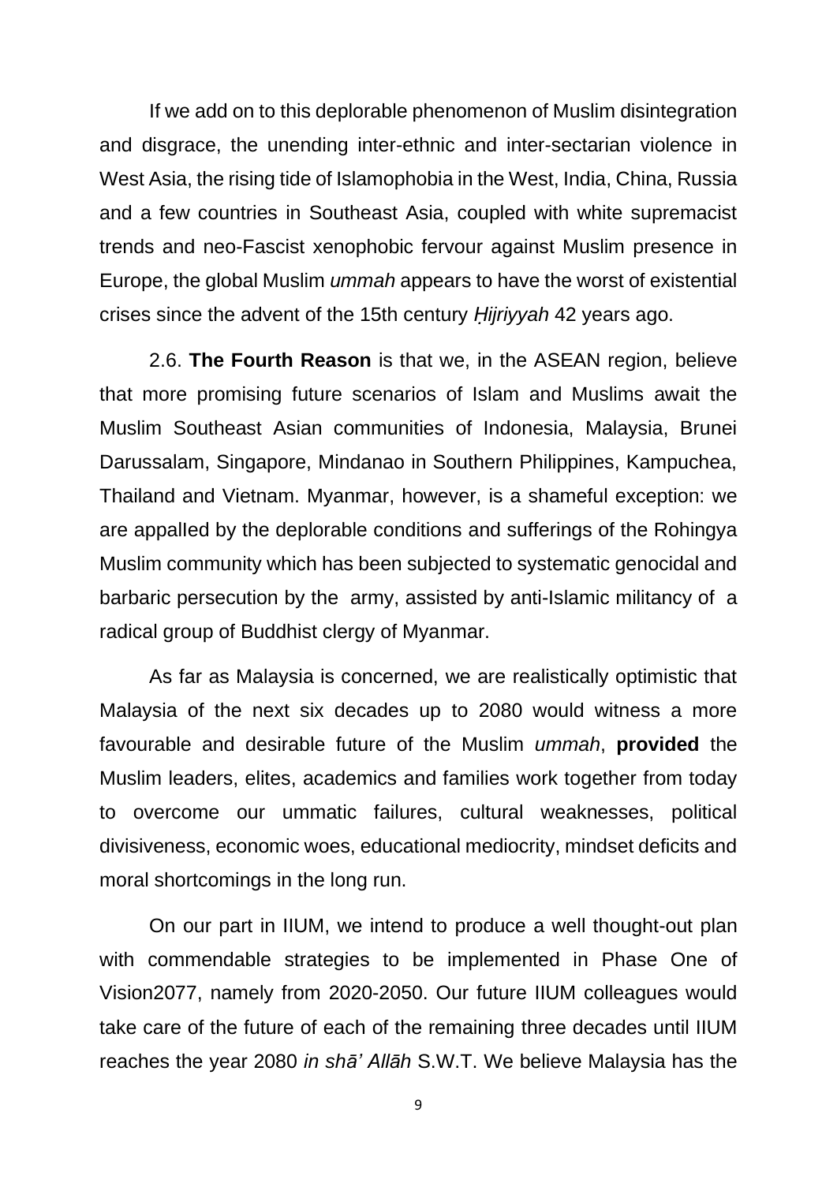If we add on to this deplorable phenomenon of Muslim disintegration and disgrace, the unending inter-ethnic and inter-sectarian violence in West Asia, the rising tide of Islamophobia in the West, India, China, Russia and a few countries in Southeast Asia, coupled with white supremacist trends and neo-Fascist xenophobic fervour against Muslim presence in Europe, the global Muslim *ummah* appears to have the worst of existential crises since the advent of the 15th century *Ḥijriyyah* 42 years ago.

2.6. **The Fourth Reason** is that we, in the ASEAN region, believe that more promising future scenarios of Islam and Muslims await the Muslim Southeast Asian communities of Indonesia, Malaysia, Brunei Darussalam, Singapore, Mindanao in Southern Philippines, Kampuchea, Thailand and Vietnam. Myanmar, however, is a shameful exception: we are appalled by the deplorable conditions and sufferings of the Rohingya Muslim community which has been subjected to systematic genocidal and barbaric persecution by the army, assisted by anti-Islamic militancy of a radical group of Buddhist clergy of Myanmar.

As far as Malaysia is concerned, we are realistically optimistic that Malaysia of the next six decades up to 2080 would witness a more favourable and desirable future of the Muslim *ummah*, **provided** the Muslim leaders, elites, academics and families work together from today to overcome our ummatic failures, cultural weaknesses, political divisiveness, economic woes, educational mediocrity, mindset deficits and moral shortcomings in the long run.

On our part in IIUM, we intend to produce a well thought-out plan with commendable strategies to be implemented in Phase One of Vision2077, namely from 2020-2050. Our future IIUM colleagues would take care of the future of each of the remaining three decades until IIUM reaches the year 2080 *in shā' Allāh* S.W.T. We believe Malaysia has the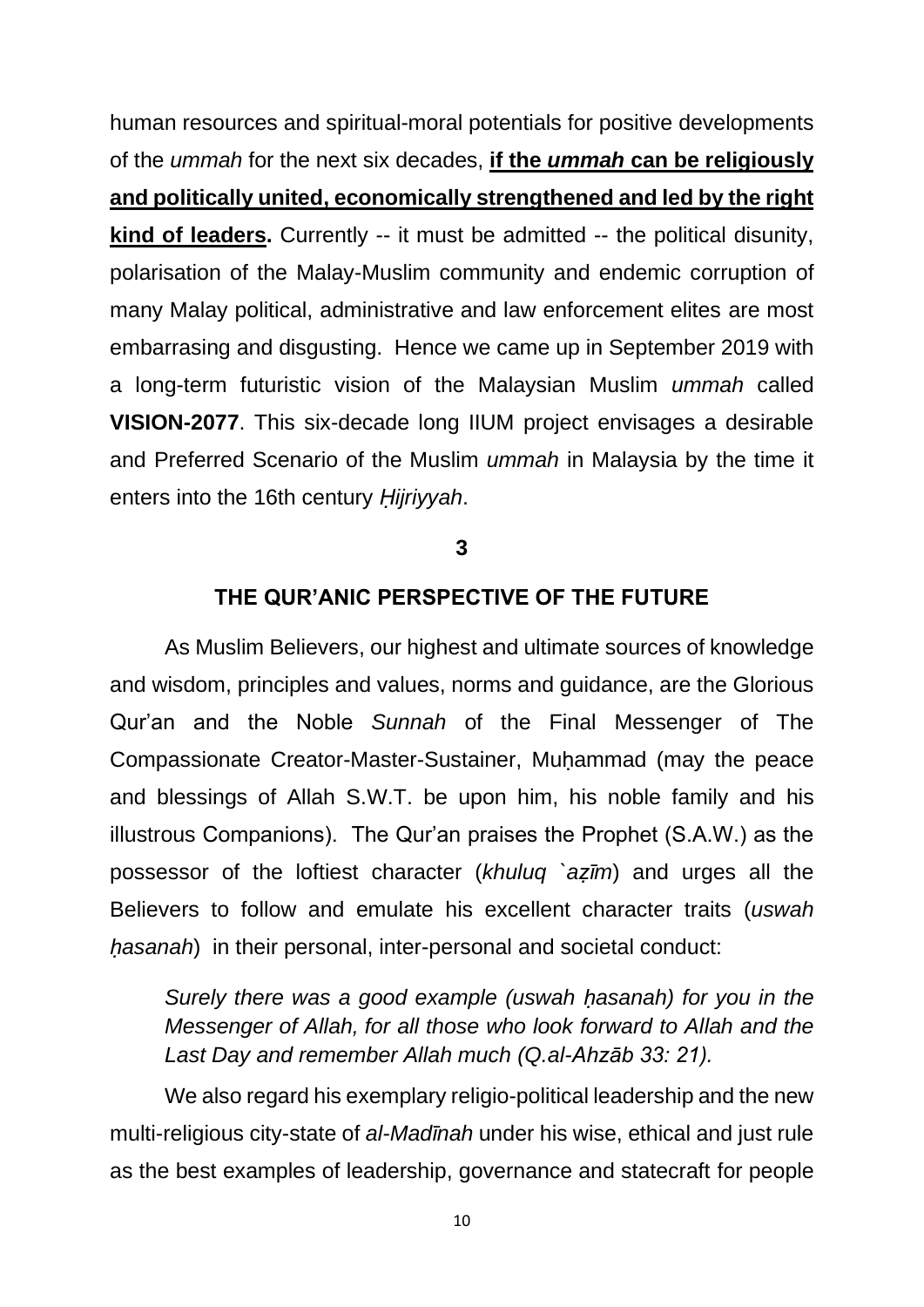human resources and spiritual-moral potentials for positive developments of the *ummah* for the next six decades, **if the *ummah* can be religiously and politically united, economically strengthened and led by the right kind of leaders.** Currently -- it must be admitted -- the political disunity, polarisation of the Malay-Muslim community and endemic corruption of many Malay political, administrative and law enforcement elites are most embarrasing and disgusting. Hence we came up in September 2019 with a long-term futuristic vision of the Malaysian Muslim *ummah* called **VISION-2077**. This six-decade long IIUM project envisages a desirable and Preferred Scenario of the Muslim *ummah* in Malaysia by the time it enters into the 16th century *Ḥijriyyah*.

## 3

## THE QUR'ANIC PERSPECTIVE OF THE FUTURE

As Muslim Believers, our highest and ultimate sources of knowledge and wisdom, principles and values, norms and guidance, are the Glorious Qur'an and the Noble *Sunnah* of the Final Messenger of The Compassionate Creator-Master-Sustainer, Muḥammad (may the peace and blessings of Allah S.W.T. be upon him, his noble family and his illustrous Companions). The Qur'an praises the Prophet (S.A.W.) as the possessor of the loftiest character (*khuluq `aẓīm*) and urges all the Believers to follow and emulate his excellent character traits (*uswah ḥasanah*) in their personal, inter-personal and societal conduct:

> *Surely there was a good example (uswah ḥasanah) for you in the Messenger of Allah, for all those who look forward to Allah and the Last Day and remember Allah much (Q.al-Ahzāb 33: 21).*

We also regard his exemplary religio-political leadership and the new multi-religious city-state of *al-Madīnah* under his wise, ethical and just rule as the best examples of leadership, governance and statecraft for people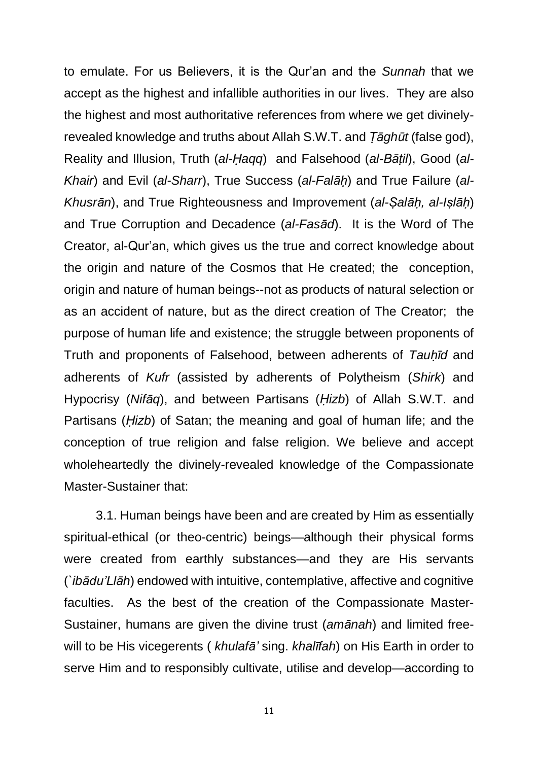to emulate. For us Believers, it is the Qur'an and the *Sunnah* that we accept as the highest and infallible authorities in our lives. They are also the highest and most authoritative references from where we get divinely-revealed knowledge and truths about Allah S.W.T. and *Ṭāghūt* (false god), Reality and Illusion, Truth (*al-Ḥaqq*) and Falsehood (*al-Bāṭil*), Good (*al-Khair*) and Evil (*al-Sharr*), True Success (*al-Falāḥ*) and True Failure (*al-Khusrān*), and True Righteousness and Improvement (*al-Ṣalāḥ, al-Iṣlāḥ*) and True Corruption and Decadence (*al-Fasād*). It is the Word of The Creator, al-Qur'an, which gives us the true and correct knowledge about the origin and nature of the Cosmos that He created; the conception, origin and nature of human beings--not as products of natural selection or as an accident of nature, but as the direct creation of The Creator; the purpose of human life and existence; the struggle between proponents of Truth and proponents of Falsehood, between adherents of *Tauḥīd* and adherents of *Kufr* (assisted by adherents of Polytheism (*Shirk*) and Hypocrisy (*Nifāq*), and between Partisans (*Ḥizb*) of Allah S.W.T. and Partisans (*Ḥizb*) of Satan; the meaning and goal of human life; and the conception of true religion and false religion. We believe and accept wholeheartedly the divinely-revealed knowledge of the Compassionate Master-Sustainer that:

3.1. Human beings have been and are created by Him as essentially spiritual-ethical (or theo-centric) beings—although their physical forms were created from earthly substances—and they are His servants (*`ibādu'Llāh*) endowed with intuitive, contemplative, affective and cognitive faculties. As the best of the creation of the Compassionate Master-Sustainer, humans are given the divine trust (*amānah*) and limited free-will to be His vicegerents ( *khulafā'* sing. *khalīfah*) on His Earth in order to serve Him and to responsibly cultivate, utilise and develop—according to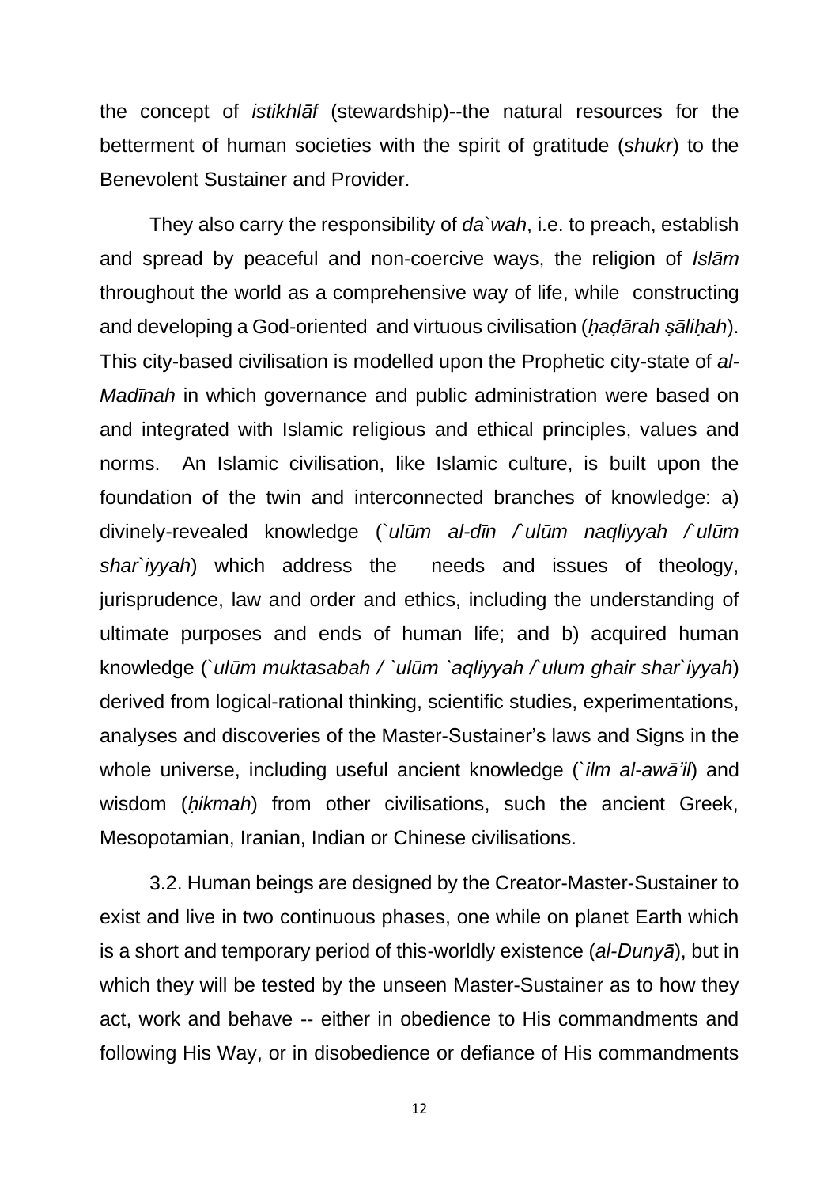the concept of *istikhlāf* (stewardship)--the natural resources for the betterment of human societies with the spirit of gratitude (*shukr*) to the Benevolent Sustainer and Provider.

They also carry the responsibility of *da`wah*, i.e. to preach, establish and spread by peaceful and non-coercive ways, the religion of *Islām* throughout the world as a comprehensive way of life, while constructing and developing a God-oriented and virtuous civilisation (*ḥaḍārah ṣāliḥah*). This city-based civilisation is modelled upon the Prophetic city-state of *al-Madīnah* in which governance and public administration were based on and integrated with Islamic religious and ethical principles, values and norms. An Islamic civilisation, like Islamic culture, is built upon the foundation of the twin and interconnected branches of knowledge: a) divinely-revealed knowledge (*`ulūm al-dīn / `ulūm naqliyyah / `ulūm shar`iyyah*) which address the needs and issues of theology, jurisprudence, law and order and ethics, including the understanding of ultimate purposes and ends of human life; and b) acquired human knowledge (*`ulūm muktasabah / `ulūm `aqliyyah / `ulum ghair shar`iyyah*) derived from logical-rational thinking, scientific studies, experimentations, analyses and discoveries of the Master-Sustainer's laws and Signs in the whole universe, including useful ancient knowledge (*`ilm al-awā'il*) and wisdom (*ḥikmah*) from other civilisations, such the ancient Greek, Mesopotamian, Iranian, Indian or Chinese civilisations.

3.2. Human beings are designed by the Creator-Master-Sustainer to exist and live in two continuous phases, one while on planet Earth which is a short and temporary period of this-worldly existence (*al-Dunyā*), but in which they will be tested by the unseen Master-Sustainer as to how they act, work and behave -- either in obedience to His commandments and following His Way, or in disobedience or defiance of His commandments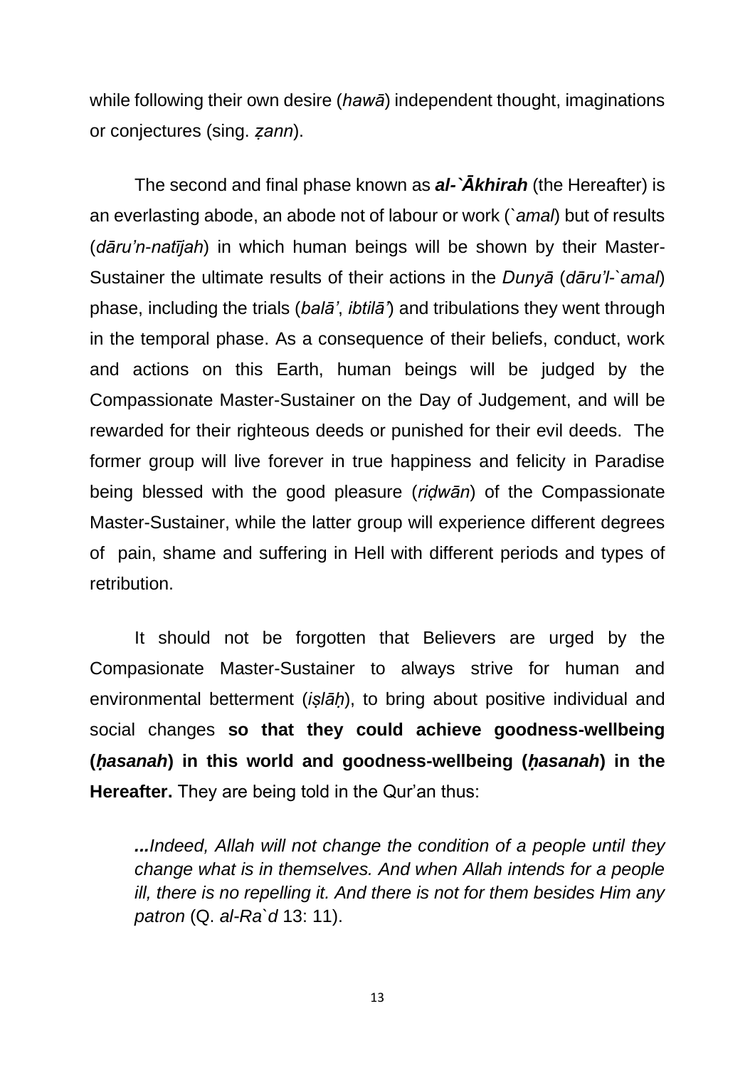while following their own desire (*hawā*) independent thought, imaginations or conjectures (sing. *ẓann*).

The second and final phase known as ***al-`Ākhirah*** (the Hereafter) is an everlasting abode, an abode not of labour or work (*`amal*) but of results (*dāru'n-natījah*) in which human beings will be shown by their Master-Sustainer the ultimate results of their actions in the *Dunyā* (*dāru'l-`amal*) phase, including the trials (*balā'*, *ibtilā'*) and tribulations they went through in the temporal phase. As a consequence of their beliefs, conduct, work and actions on this Earth, human beings will be judged by the Compassionate Master-Sustainer on the Day of Judgement, and will be rewarded for their righteous deeds or punished for their evil deeds. The former group will live forever in true happiness and felicity in Paradise being blessed with the good pleasure (*riḍwān*) of the Compassionate Master-Sustainer, while the latter group will experience different degrees of pain, shame and suffering in Hell with different periods and types of retribution.

It should not be forgotten that Believers are urged by the Compasionate Master-Sustainer to always strive for human and environmental betterment (*iṣlāḥ*), to bring about positive individual and social changes **so that they could achieve goodness-wellbeing (*ḥasanah*) in this world and goodness-wellbeing (*ḥasanah*) in the Hereafter.** They are being told in the Qur'an thus:

> ***...****Indeed, Allah will not change the condition of a people until they change what is in themselves. And when Allah intends for a people ill, there is no repelling it. And there is not for them besides Him any patron* (Q. *al-Ra`d* 13: 11).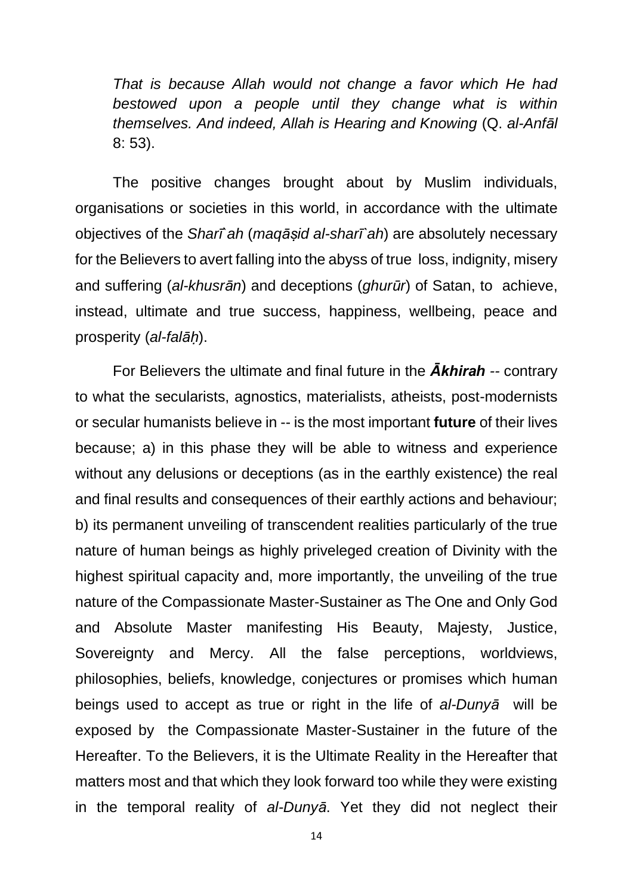*That is because Allah would not change a favor which He had bestowed upon a people until they change what is within themselves. And indeed, Allah is Hearing and Knowing* (Q. *al-Anfāl* 8: 53).

The positive changes brought about by Muslim individuals, organisations or societies in this world, in accordance with the ultimate objectives of the *Sharī`ah* (*maqāṣid al-sharī`ah*) are absolutely necessary for the Believers to avert falling into the abyss of true loss, indignity, misery and suffering (*al-khusrān*) and deceptions (*ghurūr*) of Satan, to achieve, instead, ultimate and true success, happiness, wellbeing, peace and prosperity (*al-falāḥ*).

For Believers the ultimate and final future in the ***Ākhirah*** -- contrary to what the secularists, agnostics, materialists, atheists, post-modernists or secular humanists believe in -- is the most important **future** of their lives because; a) in this phase they will be able to witness and experience without any delusions or deceptions (as in the earthly existence) the real and final results and consequences of their earthly actions and behaviour; b) its permanent unveiling of transcendent realities particularly of the true nature of human beings as highly priveleged creation of Divinity with the highest spiritual capacity and, more importantly, the unveiling of the true nature of the Compassionate Master-Sustainer as The One and Only God and Absolute Master manifesting His Beauty, Majesty, Justice, Sovereignty and Mercy. All the false perceptions, worldviews, philosophies, beliefs, knowledge, conjectures or promises which human beings used to accept as true or right in the life of *al-Dunyā* will be exposed by the Compassionate Master-Sustainer in the future of the Hereafter. To the Believers, it is the Ultimate Reality in the Hereafter that matters most and that which they look forward too while they were existing in the temporal reality of *al-Dunyā*. Yet they did not neglect their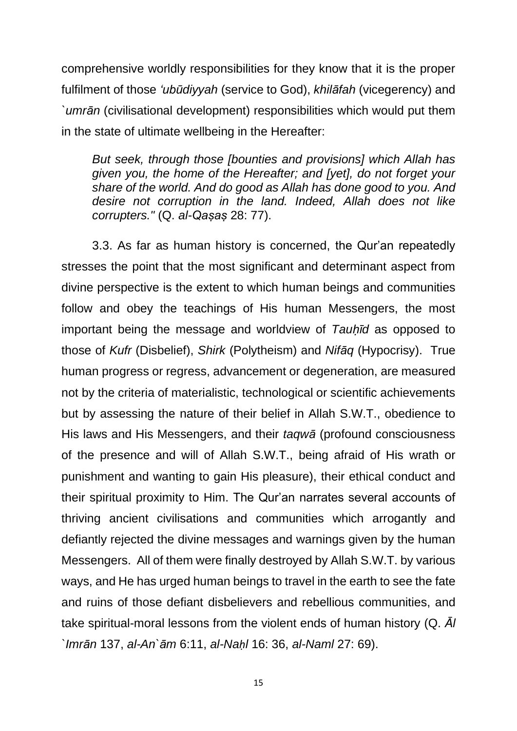comprehensive worldly responsibilities for they know that it is the proper fulfilment of those *'ubūdiyyah* (service to God), *khilāfah* (vicegerency) and *`umrān* (civilisational development) responsibilities which would put them in the state of ultimate wellbeing in the Hereafter:

> *But seek, through those [bounties and provisions] which Allah has given you, the home of the Hereafter; and [yet], do not forget your share of the world. And do good as Allah has done good to you. And desire not corruption in the land. Indeed, Allah does not like corrupters."* (Q. *al-Qaṣaṣ* 28: 77).

3.3. As far as human history is concerned, the Qur'an repeatedly stresses the point that the most significant and determinant aspect from divine perspective is the extent to which human beings and communities follow and obey the teachings of His human Messengers, the most important being the message and worldview of *Tauḥīd* as opposed to those of *Kufr* (Disbelief), *Shirk* (Polytheism) and *Nifāq* (Hypocrisy). True human progress or regress, advancement or degeneration, are measured not by the criteria of materialistic, technological or scientific achievements but by assessing the nature of their belief in Allah S.W.T., obedience to His laws and His Messengers, and their *taqwā* (profound consciousness of the presence and will of Allah S.W.T., being afraid of His wrath or punishment and wanting to gain His pleasure), their ethical conduct and their spiritual proximity to Him. The Qur'an narrates several accounts of thriving ancient civilisations and communities which arrogantly and defiantly rejected the divine messages and warnings given by the human Messengers. All of them were finally destroyed by Allah S.W.T. by various ways, and He has urged human beings to travel in the earth to see the fate and ruins of those defiant disbelievers and rebellious communities, and take spiritual-moral lessons from the violent ends of human history (Q. *Āl `Imrān* 137, *al-An`ām* 6:11, *al-Naḥl* 16: 36, *al-Naml* 27: 69).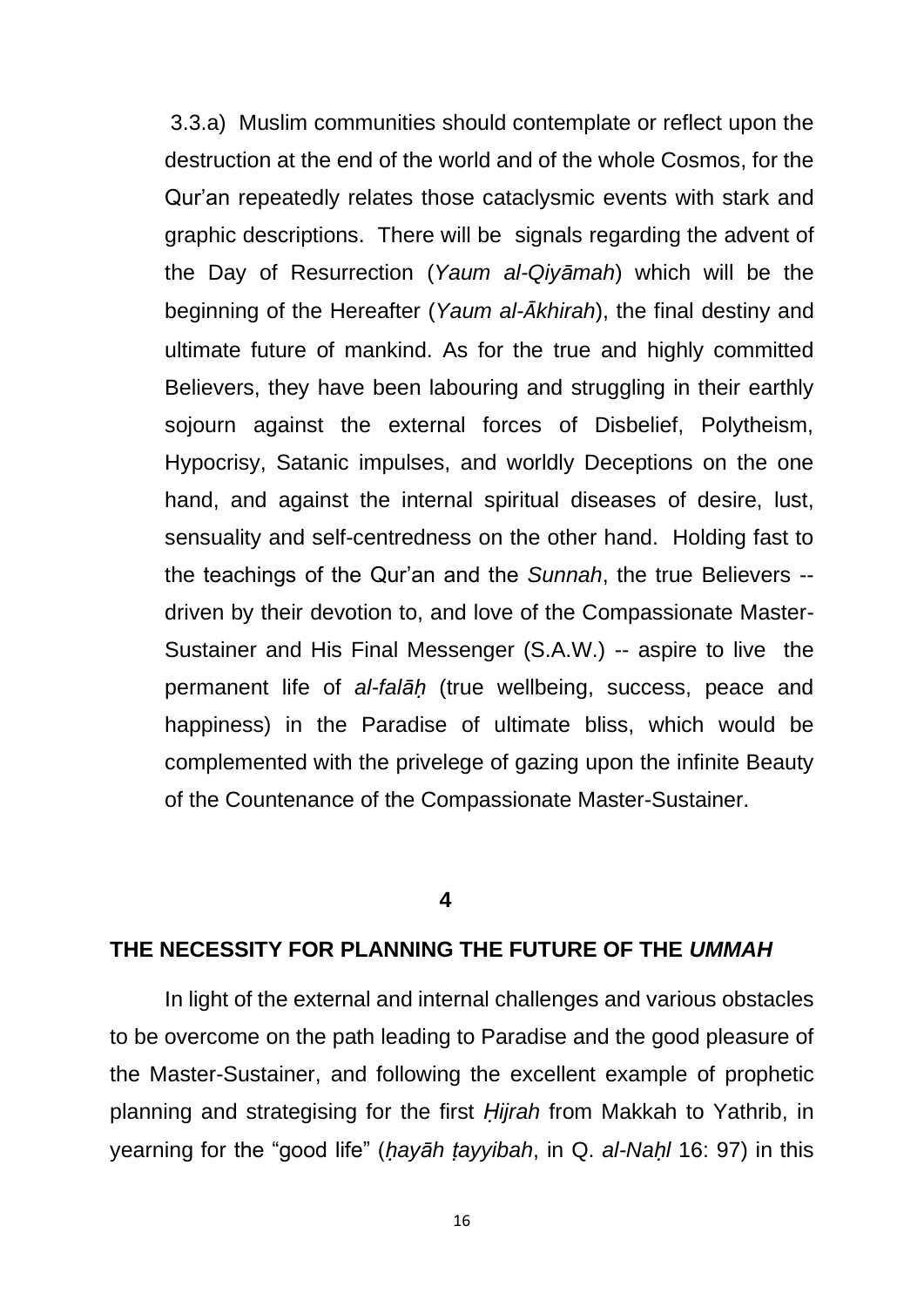3.3.a) Muslim communities should contemplate or reflect upon the destruction at the end of the world and of the whole Cosmos, for the Qur'an repeatedly relates those cataclysmic events with stark and graphic descriptions. There will be signals regarding the advent of the Day of Resurrection (*Yaum al-Qiyāmah*) which will be the beginning of the Hereafter (*Yaum al-Ākhirah*), the final destiny and ultimate future of mankind. As for the true and highly committed Believers, they have been labouring and struggling in their earthly sojourn against the external forces of Disbelief, Polytheism, Hypocrisy, Satanic impulses, and worldly Deceptions on the one hand, and against the internal spiritual diseases of desire, lust, sensuality and self-centredness on the other hand. Holding fast to the teachings of the Qur'an and the *Sunnah*, the true Believers -- driven by their devotion to, and love of the Compassionate Master-Sustainer and His Final Messenger (S.A.W.) -- aspire to live the permanent life of *al-falāḥ* (true wellbeing, success, peace and happiness) in the Paradise of ultimate bliss, which would be complemented with the privelege of gazing upon the infinite Beauty of the Countenance of the Compassionate Master-Sustainer.

## 4

## THE NECESSITY FOR PLANNING THE FUTURE OF THE *UMMAH*

In light of the external and internal challenges and various obstacles to be overcome on the path leading to Paradise and the good pleasure of the Master-Sustainer, and following the excellent example of prophetic planning and strategising for the first *Ḥijrah* from Makkah to Yathrib, in yearning for the "good life" (*ḥayāh ṭayyibah*, in Q. *al-Naḥl* 16: 97) in this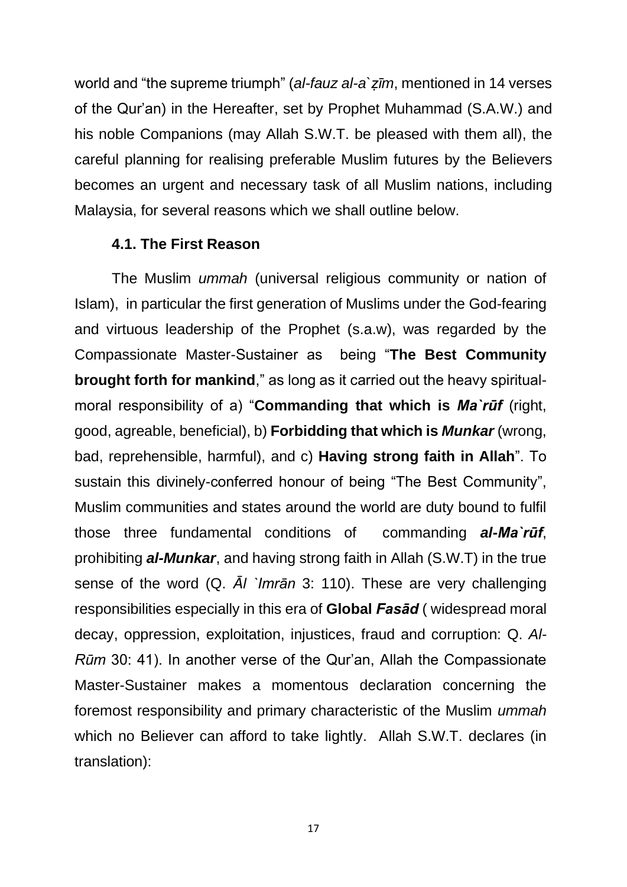world and "the supreme triumph" (*al-fauz al-a`ẓīm*, mentioned in 14 verses of the Qur'an) in the Hereafter, set by Prophet Muhammad (S.A.W.) and his noble Companions (may Allah S.W.T. be pleased with them all), the careful planning for realising preferable Muslim futures by the Believers becomes an urgent and necessary task of all Muslim nations, including Malaysia, for several reasons which we shall outline below.

### 4.1. The First Reason

The Muslim *ummah* (universal religious community or nation of Islam), in particular the first generation of Muslims under the God-fearing and virtuous leadership of the Prophet (s.a.w), was regarded by the Compassionate Master-Sustainer as being "**The Best Community brought forth for mankind**," as long as it carried out the heavy spiritual-moral responsibility of a) "**Commanding that which is *Ma`rūf*** (right, good, agreable, beneficial), b) **Forbidding that which is *Munkar*** (wrong, bad, reprehensible, harmful), and c) **Having strong faith in Allah**". To sustain this divinely-conferred honour of being "The Best Community", Muslim communities and states around the world are duty bound to fulfil those three fundamental conditions of commanding ***al-Ma`rūf***, prohibiting ***al-Munkar***, and having strong faith in Allah (S.W.T) in the true sense of the word (Q. *Āl `Imrān* 3: 110). These are very challenging responsibilities especially in this era of **Global *Fasād*** ( widespread moral decay, oppression, exploitation, injustices, fraud and corruption: Q. *Al-Rūm* 30: 41). In another verse of the Qur'an, Allah the Compassionate Master-Sustainer makes a momentous declaration concerning the foremost responsibility and primary characteristic of the Muslim *ummah* which no Believer can afford to take lightly. Allah S.W.T. declares (in translation):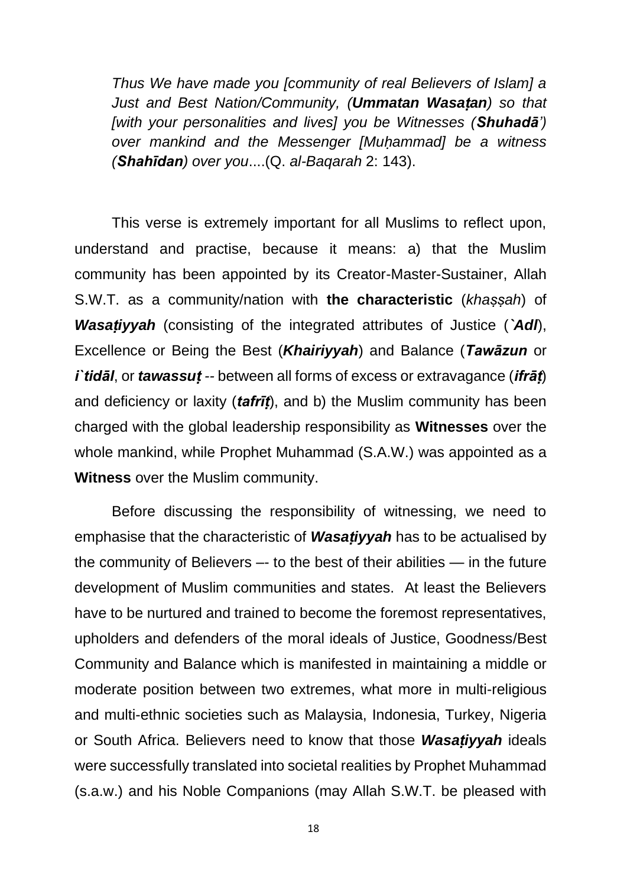*Thus We have made you [community of real Believers of Islam] a Just and Best Nation/Community, (**Ummatan Wasaṭan**) so that [with your personalities and lives] you be Witnesses (**Shuhadā'**) over mankind and the Messenger [Muḥammad] be a witness (**Shahīdan**) over you*....(Q. *al-Baqarah* 2: 143).

This verse is extremely important for all Muslims to reflect upon, understand and practise, because it means: a) that the Muslim community has been appointed by its Creator-Master-Sustainer, Allah S.W.T. as a community/nation with **the characteristic** (*khaṣṣah*) of ***Wasaṭiyyah*** (consisting of the integrated attributes of Justice (***`Adl***), Excellence or Being the Best (***Khairiyyah***) and Balance (***Tawāzun*** or ***i`tidāl***, or ***tawassuṭ*** -- between all forms of excess or extravagance (***ifrāṭ***) and deficiency or laxity (***tafrīṭ***), and b) the Muslim community has been charged with the global leadership responsibility as **Witnesses** over the whole mankind, while Prophet Muhammad (S.A.W.) was appointed as a **Witness** over the Muslim community.

Before discussing the responsibility of witnessing, we need to emphasise that the characteristic of ***Wasaṭiyyah*** has to be actualised by the community of Believers –- to the best of their abilities — in the future development of Muslim communities and states. At least the Believers have to be nurtured and trained to become the foremost representatives, upholders and defenders of the moral ideals of Justice, Goodness/Best Community and Balance which is manifested in maintaining a middle or moderate position between two extremes, what more in multi-religious and multi-ethnic societies such as Malaysia, Indonesia, Turkey, Nigeria or South Africa. Believers need to know that those ***Wasaṭiyyah*** ideals were successfully translated into societal realities by Prophet Muhammad (s.a.w.) and his Noble Companions (may Allah S.W.T. be pleased with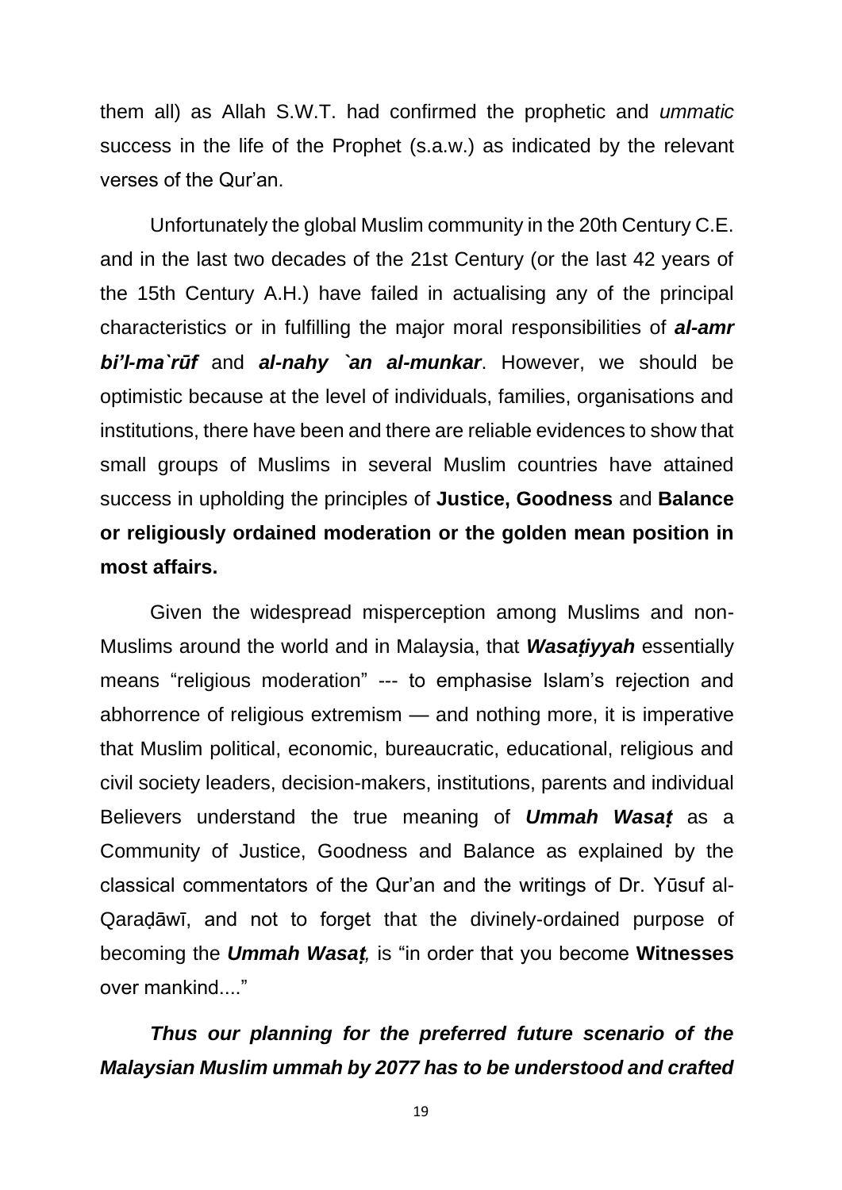them all) as Allah S.W.T. had confirmed the prophetic and *ummatic* success in the life of the Prophet (s.a.w.) as indicated by the relevant verses of the Qur'an.

Unfortunately the global Muslim community in the 20th Century C.E. and in the last two decades of the 21st Century (or the last 42 years of the 15th Century A.H.) have failed in actualising any of the principal characteristics or in fulfilling the major moral responsibilities of ***al-amr bi'l-ma`rūf*** and ***al-nahy `an al-munkar***. However, we should be optimistic because at the level of individuals, families, organisations and institutions, there have been and there are reliable evidences to show that small groups of Muslims in several Muslim countries have attained success in upholding the principles of **Justice, Goodness** and **Balance or religiously ordained moderation or the golden mean position in most affairs.**

Given the widespread misperception among Muslims and non-Muslims around the world and in Malaysia, that ***Wasaṭiyyah*** essentially means "religious moderation" --- to emphasise Islam's rejection and abhorrence of religious extremism — and nothing more, it is imperative that Muslim political, economic, bureaucratic, educational, religious and civil society leaders, decision-makers, institutions, parents and individual Believers understand the true meaning of ***Ummah Wasaṭ*** as a Community of Justice, Goodness and Balance as explained by the classical commentators of the Qur'an and the writings of Dr. Yūsuf al-Qaraḍāwī, and not to forget that the divinely-ordained purpose of becoming the ***Ummah Wasaṭ,*** is "in order that you become **Witnesses** over mankind...."

***Thus our planning for the preferred future scenario of the Malaysian Muslim ummah by 2077 has to be understood and crafted***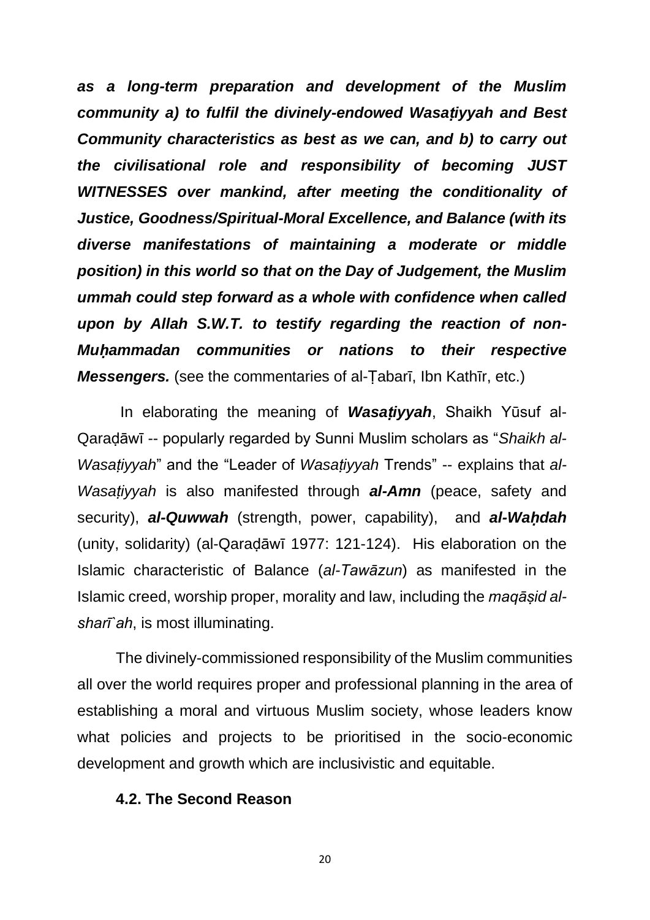***as a long-term preparation and development of the Muslim community a) to fulfil the divinely-endowed Wasaṭiyyah and Best Community characteristics as best as we can, and b) to carry out the civilisational role and responsibility of becoming JUST WITNESSES over mankind, after meeting the conditionality of Justice, Goodness/Spiritual-Moral Excellence, and Balance (with its diverse manifestations of maintaining a moderate or middle position) in this world so that on the Day of Judgement, the Muslim ummah could step forward as a whole with confidence when called upon by Allah S.W.T. to testify regarding the reaction of non-Muḥammadan communities or nations to their respective Messengers.*** (see the commentaries of al-Ṭabarī, Ibn Kathīr, etc.)

In elaborating the meaning of ***Wasaṭiyyah***, Shaikh Yūsuf al-Qaraḍāwī -- popularly regarded by Sunni Muslim scholars as "*Shaikh al-Wasaṭiyyah*" and the "Leader of *Wasaṭiyyah* Trends" -- explains that *al-Wasaṭiyyah* is also manifested through ***al-Amn*** (peace, safety and security), ***al-Quwwah*** (strength, power, capability), and ***al-Waḥdah*** (unity, solidarity) (al-Qaraḍāwī 1977: 121-124). His elaboration on the Islamic characteristic of Balance (*al-Tawāzun*) as manifested in the Islamic creed, worship proper, morality and law, including the *maqāṣid al-sharī`ah*, is most illuminating.

The divinely-commissioned responsibility of the Muslim communities all over the world requires proper and professional planning in the area of establishing a moral and virtuous Muslim society, whose leaders know what policies and projects to be prioritised in the socio-economic development and growth which are inclusivistic and equitable.

### 4.2. The Second Reason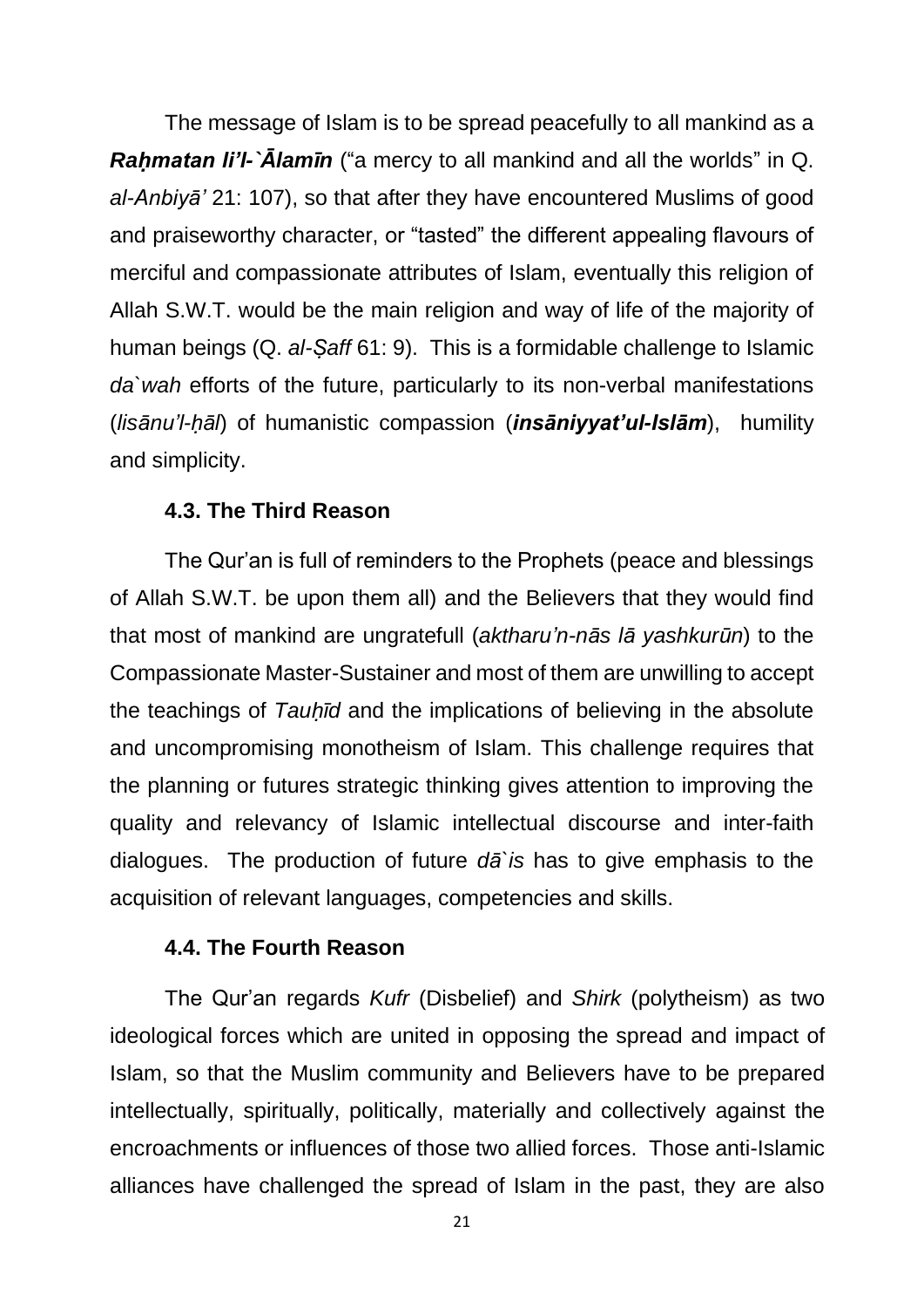The message of Islam is to be spread peacefully to all mankind as a ***Raḥmatan li'l-`Ālamīn*** ("a mercy to all mankind and all the worlds" in Q. *al-Anbiyā'* 21: 107), so that after they have encountered Muslims of good and praiseworthy character, or "tasted" the different appealing flavours of merciful and compassionate attributes of Islam, eventually this religion of Allah S.W.T. would be the main religion and way of life of the majority of human beings (Q. *al-Ṣaff* 61: 9). This is a formidable challenge to Islamic *da`wah* efforts of the future, particularly to its non-verbal manifestations (*lisānu'l-ḥāl*) of humanistic compassion (***insāniyyat'ul-Islām***), humility and simplicity.

### 4.3. The Third Reason

The Qur'an is full of reminders to the Prophets (peace and blessings of Allah S.W.T. be upon them all) and the Believers that they would find that most of mankind are ungratefull (*aktharu'n-nās lā yashkurūn*) to the Compassionate Master-Sustainer and most of them are unwilling to accept the teachings of *Tauḥīd* and the implications of believing in the absolute and uncompromising monotheism of Islam. This challenge requires that the planning or futures strategic thinking gives attention to improving the quality and relevancy of Islamic intellectual discourse and inter-faith dialogues. The production of future *dā`is* has to give emphasis to the acquisition of relevant languages, competencies and skills.

### 4.4. The Fourth Reason

The Qur'an regards *Kufr* (Disbelief) and *Shirk* (polytheism) as two ideological forces which are united in opposing the spread and impact of Islam, so that the Muslim community and Believers have to be prepared intellectually, spiritually, politically, materially and collectively against the encroachments or influences of those two allied forces. Those anti-Islamic alliances have challenged the spread of Islam in the past, they are also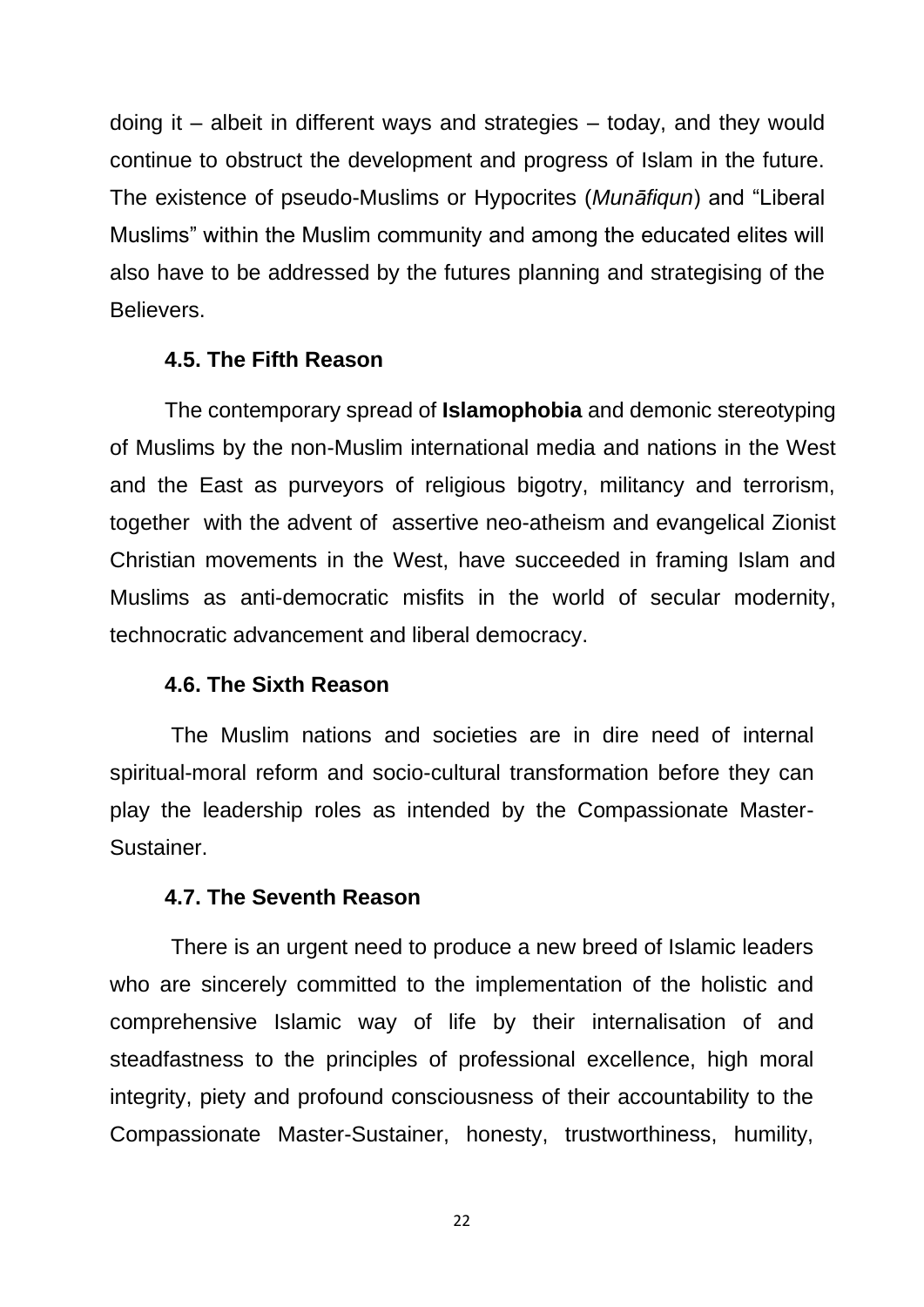doing it – albeit in different ways and strategies – today, and they would continue to obstruct the development and progress of Islam in the future. The existence of pseudo-Muslims or Hypocrites (*Munāfiqun*) and "Liberal Muslims" within the Muslim community and among the educated elites will also have to be addressed by the futures planning and strategising of the Believers.

### 4.5. The Fifth Reason

The contemporary spread of **Islamophobia** and demonic stereotyping of Muslims by the non-Muslim international media and nations in the West and the East as purveyors of religious bigotry, militancy and terrorism, together with the advent of assertive neo-atheism and evangelical Zionist Christian movements in the West, have succeeded in framing Islam and Muslims as anti-democratic misfits in the world of secular modernity, technocratic advancement and liberal democracy.

### 4.6. The Sixth Reason

The Muslim nations and societies are in dire need of internal spiritual-moral reform and socio-cultural transformation before they can play the leadership roles as intended by the Compassionate Master-Sustainer.

### 4.7. The Seventh Reason

There is an urgent need to produce a new breed of Islamic leaders who are sincerely committed to the implementation of the holistic and comprehensive Islamic way of life by their internalisation of and steadfastness to the principles of professional excellence, high moral integrity, piety and profound consciousness of their accountability to the Compassionate Master-Sustainer, honesty, trustworthiness, humility,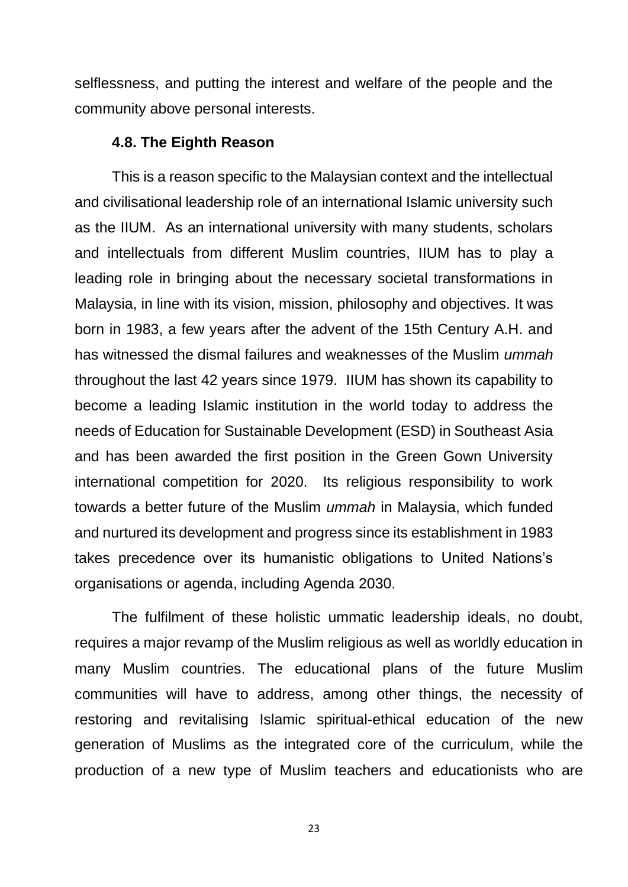selflessness, and putting the interest and welfare of the people and the community above personal interests.

### 4.8. The Eighth Reason

This is a reason specific to the Malaysian context and the intellectual and civilisational leadership role of an international Islamic university such as the IIUM. As an international university with many students, scholars and intellectuals from different Muslim countries, IIUM has to play a leading role in bringing about the necessary societal transformations in Malaysia, in line with its vision, mission, philosophy and objectives. It was born in 1983, a few years after the advent of the 15th Century A.H. and has witnessed the dismal failures and weaknesses of the Muslim *ummah* throughout the last 42 years since 1979. IIUM has shown its capability to become a leading Islamic institution in the world today to address the needs of Education for Sustainable Development (ESD) in Southeast Asia and has been awarded the first position in the Green Gown University international competition for 2020. Its religious responsibility to work towards a better future of the Muslim *ummah* in Malaysia, which funded and nurtured its development and progress since its establishment in 1983 takes precedence over its humanistic obligations to United Nations's organisations or agenda, including Agenda 2030.

The fulfilment of these holistic ummatic leadership ideals, no doubt, requires a major revamp of the Muslim religious as well as worldly education in many Muslim countries. The educational plans of the future Muslim communities will have to address, among other things, the necessity of restoring and revitalising Islamic spiritual-ethical education of the new generation of Muslims as the integrated core of the curriculum, while the production of a new type of Muslim teachers and educationists who are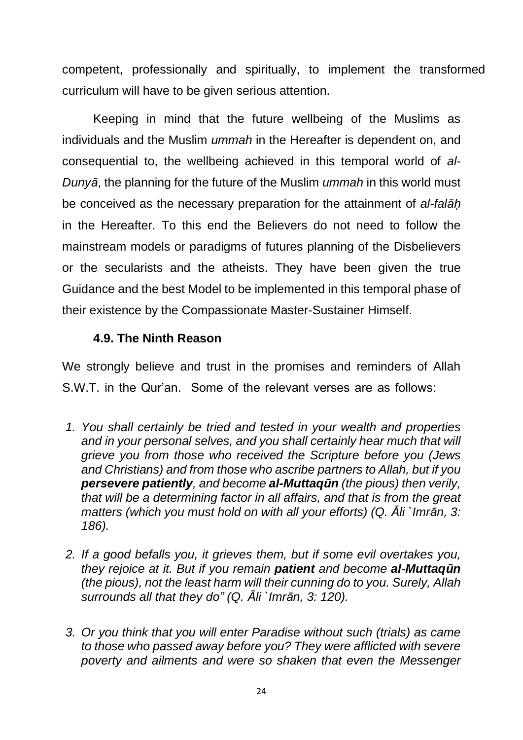competent, professionally and spiritually, to implement the transformed curriculum will have to be given serious attention.

Keeping in mind that the future wellbeing of the Muslims as individuals and the Muslim *ummah* in the Hereafter is dependent on, and consequential to, the wellbeing achieved in this temporal world of *al-Dunyā*, the planning for the future of the Muslim *ummah* in this world must be conceived as the necessary preparation for the attainment of *al-falāḥ* in the Hereafter. To this end the Believers do not need to follow the mainstream models or paradigms of futures planning of the Disbelievers or the secularists and the atheists. They have been given the true Guidance and the best Model to be implemented in this temporal phase of their existence by the Compassionate Master-Sustainer Himself.

### 4.9. The Ninth Reason

We strongly believe and trust in the promises and reminders of Allah S.W.T. in the Qur'an. Some of the relevant verses are as follows:

1. *You shall certainly be tried and tested in your wealth and properties and in your personal selves, and you shall certainly hear much that will grieve you from those who received the Scripture before you (Jews and Christians) and from those who ascribe partners to Allah, but if you* ***persevere patiently****, and become* ***al-Muttaqūn*** *(the pious) then verily, that will be a determining factor in all affairs, and that is from the great matters (which you must hold on with all your efforts) (Q. Āli `Imrān, 3: 186).*

2. *If a good befalls you, it grieves them, but if some evil overtakes you, they rejoice at it. But if you remain* ***patient*** *and become* ***al-Muttaqūn*** *(the pious), not the least harm will their cunning do to you. Surely, Allah surrounds all that they do" (Q. Āli `Imrān, 3: 120).*

3. *Or you think that you will enter Paradise without such (trials) as came to those who passed away before you? They were afflicted with severe poverty and ailments and were so shaken that even the Messenger*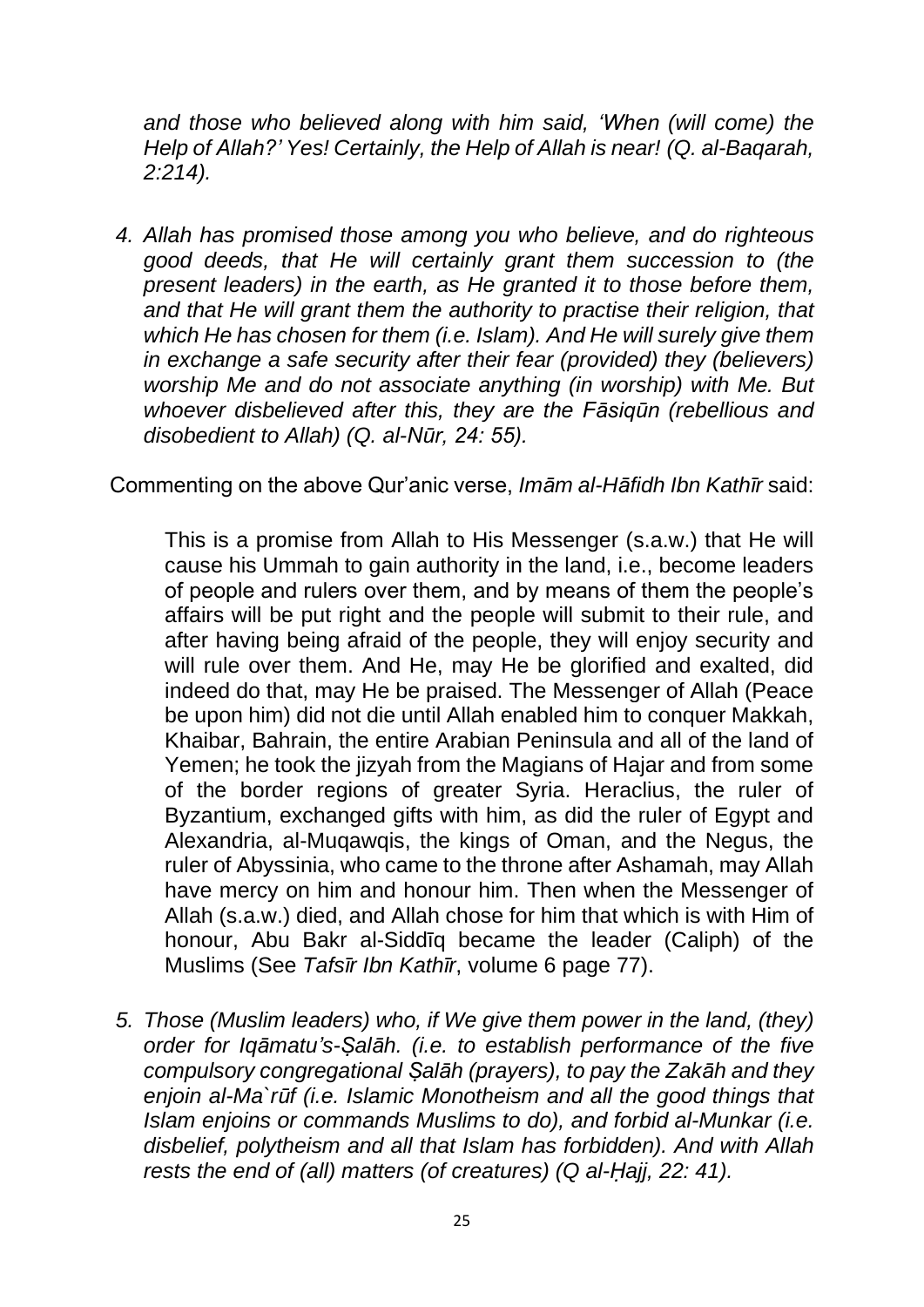*and those who believed along with him said, 'When (will come) the Help of Allah?' Yes! Certainly, the Help of Allah is near! (Q. al-Baqarah, 2:214).*

4. *Allah has promised those among you who believe, and do righteous good deeds, that He will certainly grant them succession to (the present leaders) in the earth, as He granted it to those before them, and that He will grant them the authority to practise their religion, that which He has chosen for them (i.e. Islam). And He will surely give them in exchange a safe security after their fear (provided) they (believers) worship Me and do not associate anything (in worship) with Me. But whoever disbelieved after this, they are the Fāsiqūn (rebellious and disobedient to Allah) (Q. al-Nūr, 24: 55).*

Commenting on the above Qur'anic verse, *Imām al-Hāfidh Ibn Kathīr* said:

> This is a promise from Allah to His Messenger (s.a.w.) that He will cause his Ummah to gain authority in the land, i.e., become leaders of people and rulers over them, and by means of them the people's affairs will be put right and the people will submit to their rule, and after having being afraid of the people, they will enjoy security and will rule over them. And He, may He be glorified and exalted, did indeed do that, may He be praised. The Messenger of Allah (Peace be upon him) did not die until Allah enabled him to conquer Makkah, Khaibar, Bahrain, the entire Arabian Peninsula and all of the land of Yemen; he took the jizyah from the Magians of Hajar and from some of the border regions of greater Syria. Heraclius, the ruler of Byzantium, exchanged gifts with him, as did the ruler of Egypt and Alexandria, al-Muqawqis, the kings of Oman, and the Negus, the ruler of Abyssinia, who came to the throne after Ashamah, may Allah have mercy on him and honour him. Then when the Messenger of Allah (s.a.w.) died, and Allah chose for him that which is with Him of honour, Abu Bakr al-Siddīq became the leader (Caliph) of the Muslims (See *Tafsīr Ibn Kathīr*, volume 6 page 77).

5. *Those (Muslim leaders) who, if We give them power in the land, (they) order for Iqāmatu's-Ṣalāh. (i.e. to establish performance of the five compulsory congregational Ṣalāh (prayers), to pay the Zakāh and they enjoin al-Ma`rūf (i.e. Islamic Monotheism and all the good things that Islam enjoins or commands Muslims to do), and forbid al-Munkar (i.e. disbelief, polytheism and all that Islam has forbidden). And with Allah rests the end of (all) matters (of creatures) (Q al-Ḥajj, 22: 41).*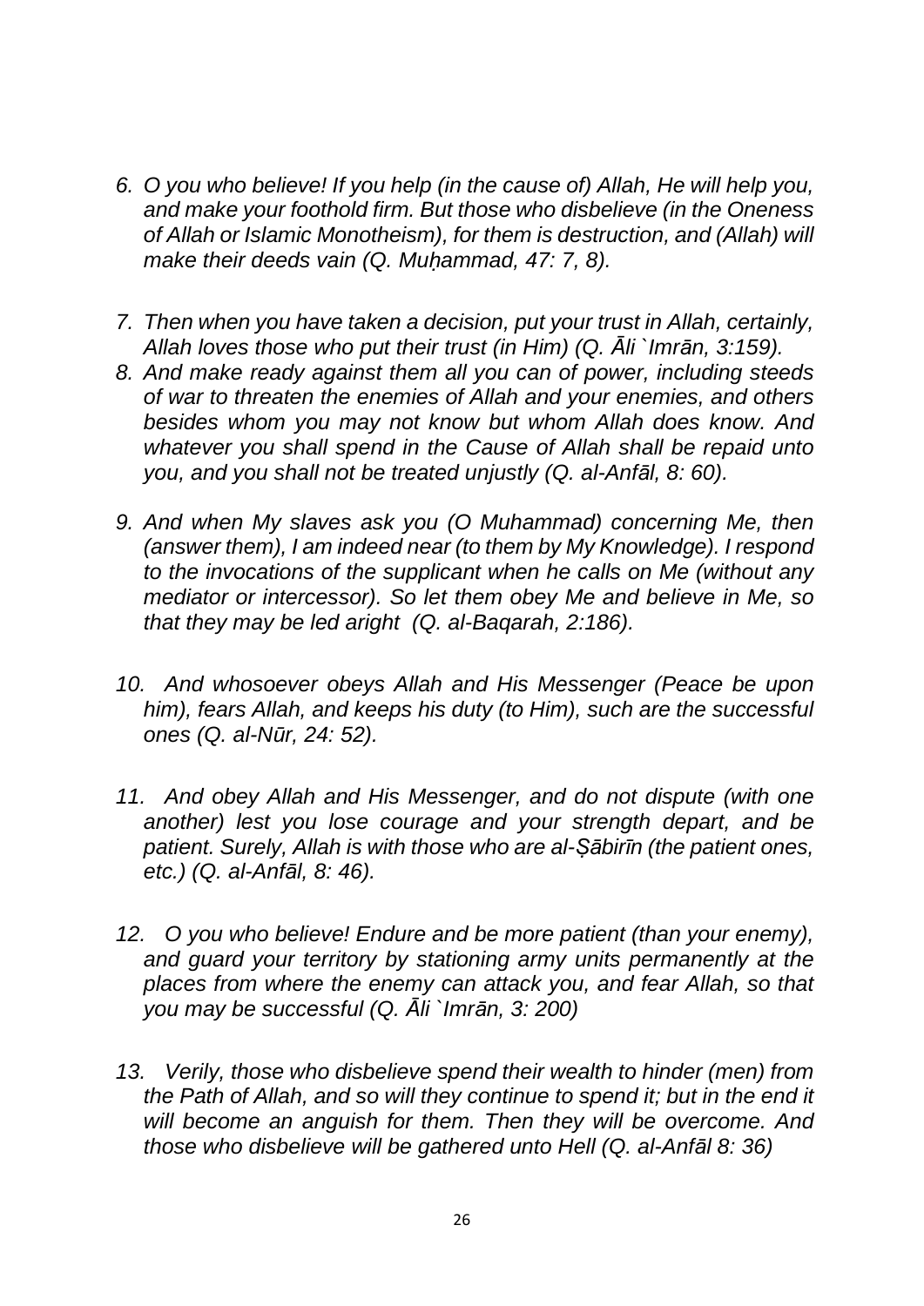6. *O you who believe! If you help (in the cause of) Allah, He will help you, and make your foothold firm. But those who disbelieve (in the Oneness of Allah or Islamic Monotheism), for them is destruction, and (Allah) will make their deeds vain (Q. Muḥammad, 47: 7, 8).*

7. *Then when you have taken a decision, put your trust in Allah, certainly, Allah loves those who put their trust (in Him) (Q. Āli `Imrān, 3:159).*

8. *And make ready against them all you can of power, including steeds of war to threaten the enemies of Allah and your enemies, and others besides whom you may not know but whom Allah does know. And whatever you shall spend in the Cause of Allah shall be repaid unto you, and you shall not be treated unjustly (Q. al-Anfāl, 8: 60).*

9. *And when My slaves ask you (O Muhammad) concerning Me, then (answer them), I am indeed near (to them by My Knowledge). I respond to the invocations of the supplicant when he calls on Me (without any mediator or intercessor). So let them obey Me and believe in Me, so that they may be led aright (Q. al-Baqarah, 2:186).*

10. *And whosoever obeys Allah and His Messenger (Peace be upon him), fears Allah, and keeps his duty (to Him), such are the successful ones (Q. al-Nūr, 24: 52).*

11. *And obey Allah and His Messenger, and do not dispute (with one another) lest you lose courage and your strength depart, and be patient. Surely, Allah is with those who are al-Ṣābirīn (the patient ones, etc.) (Q. al-Anfāl, 8: 46).*

12. *O you who believe! Endure and be more patient (than your enemy), and guard your territory by stationing army units permanently at the places from where the enemy can attack you, and fear Allah, so that you may be successful (Q. Āli `Imrān, 3: 200)*

13. *Verily, those who disbelieve spend their wealth to hinder (men) from the Path of Allah, and so will they continue to spend it; but in the end it will become an anguish for them. Then they will be overcome. And those who disbelieve will be gathered unto Hell (Q. al-Anfāl 8: 36)*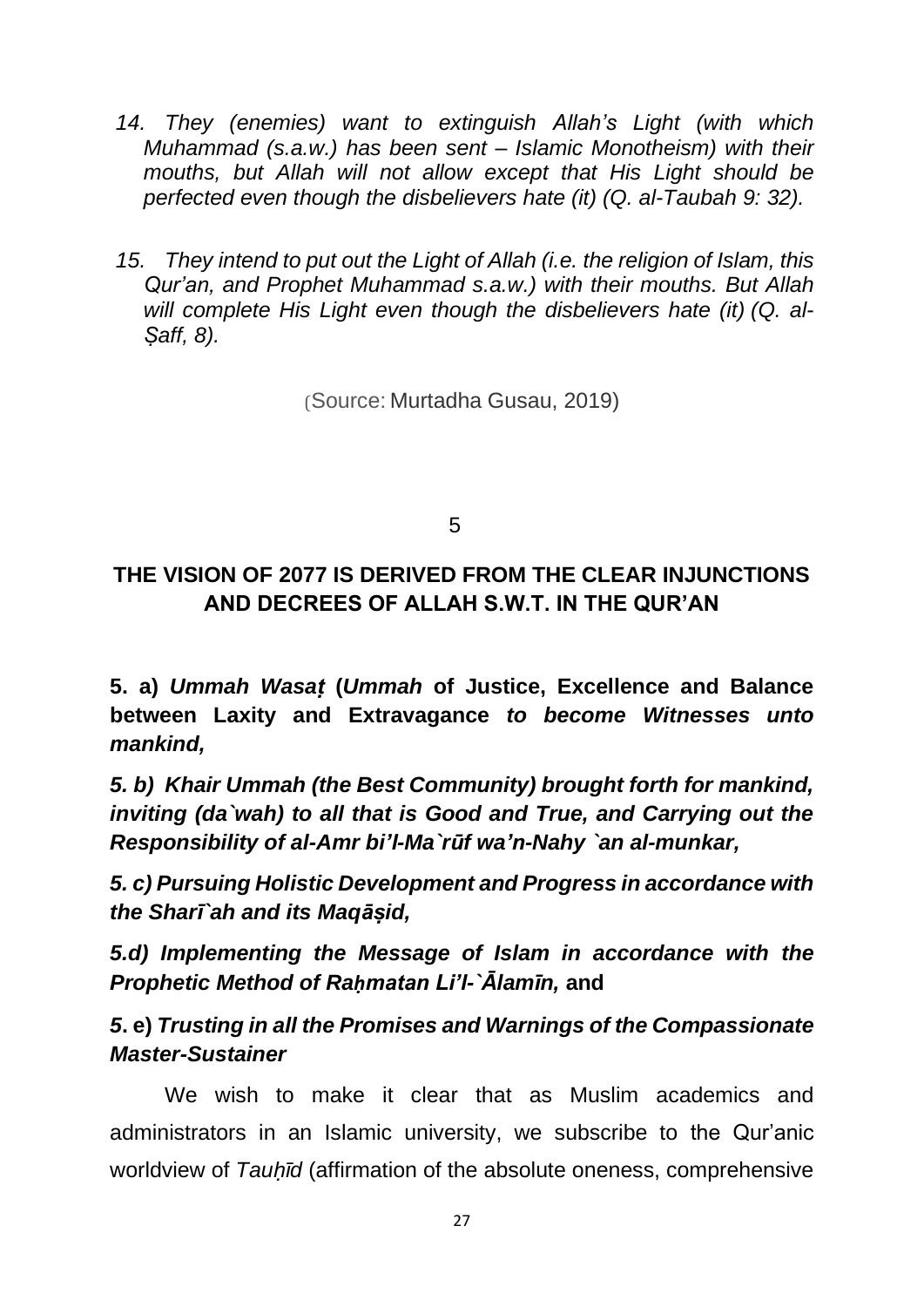*14. They (enemies) want to extinguish Allah's Light (with which Muhammad (s.a.w.) has been sent – Islamic Monotheism) with their mouths, but Allah will not allow except that His Light should be perfected even though the disbelievers hate (it) (Q. al-Taubah 9: 32).*

*15. They intend to put out the Light of Allah (i.e. the religion of Islam, this Qur'an, and Prophet Muhammad s.a.w.) with their mouths. But Allah will complete His Light even though the disbelievers hate (it) (Q. al-Ṣaff, 8).*

(Source: Murtadha Gusau, 2019)

5

## THE VISION OF 2077 IS DERIVED FROM THE CLEAR INJUNCTIONS AND DECREES OF ALLAH S.W.T. IN THE QUR'AN

**5. a) *Ummah Wasaṭ* (*Ummah* of Justice, Excellence and Balance between Laxity and Extravagance *to become Witnesses unto mankind,***

***5. b) Khair Ummah (the Best Community) brought forth for mankind, inviting (da`wah) to all that is Good and True, and Carrying out the Responsibility of al-Amr bi'l-Ma`rūf wa'n-Nahy `an al-munkar,***

***5. c) Pursuing Holistic Development and Progress in accordance with the Sharī`ah and its Maqāṣid,***

***5.d) Implementing the Message of Islam in accordance with the Prophetic Method of Raḥmatan Li'l-`Ālamīn,* and**

***5*. e) *Trusting in all the Promises and Warnings of the Compassionate Master-Sustainer***

We wish to make it clear that as Muslim academics and administrators in an Islamic university, we subscribe to the Qur'anic worldview of *Tauḥīd* (affirmation of the absolute oneness, comprehensive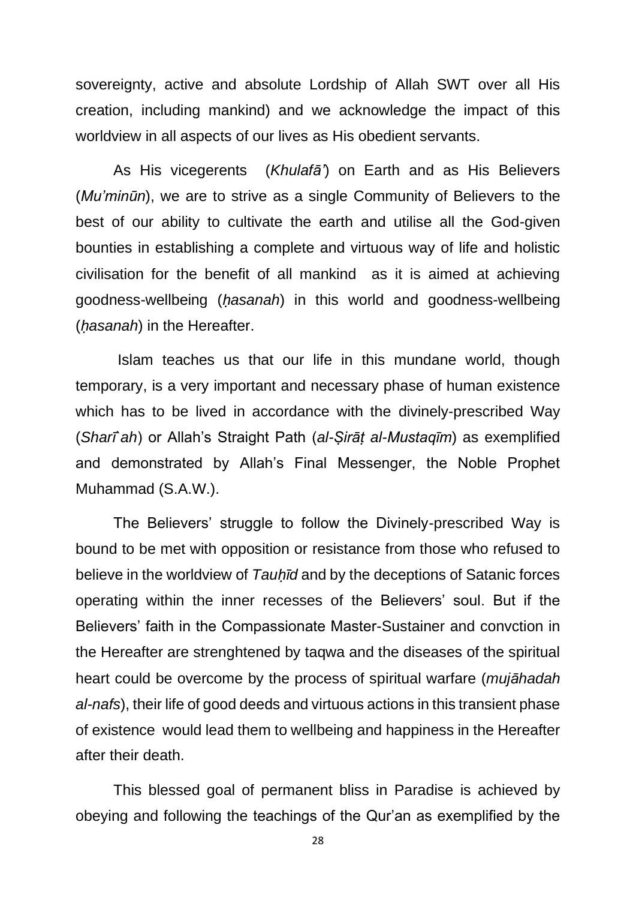sovereignty, active and absolute Lordship of Allah SWT over all His creation, including mankind) and we acknowledge the impact of this worldview in all aspects of our lives as His obedient servants.

As His vicegerents (*Khulafā'*) on Earth and as His Believers (*Mu'minūn*), we are to strive as a single Community of Believers to the best of our ability to cultivate the earth and utilise all the God-given bounties in establishing a complete and virtuous way of life and holistic civilisation for the benefit of all mankind as it is aimed at achieving goodness-wellbeing (*ḥasanah*) in this world and goodness-wellbeing (*ḥasanah*) in the Hereafter.

Islam teaches us that our life in this mundane world, though temporary, is a very important and necessary phase of human existence which has to be lived in accordance with the divinely-prescribed Way (*Sharī`ah*) or Allah's Straight Path (*al-Ṣirāṭ al-Mustaqīm*) as exemplified and demonstrated by Allah's Final Messenger, the Noble Prophet Muhammad (S.A.W.).

The Believers' struggle to follow the Divinely-prescribed Way is bound to be met with opposition or resistance from those who refused to believe in the worldview of *Tauḥīd* and by the deceptions of Satanic forces operating within the inner recesses of the Believers' soul. But if the Believers' faith in the Compassionate Master-Sustainer and convction in the Hereafter are strenghtened by taqwa and the diseases of the spiritual heart could be overcome by the process of spiritual warfare (*mujāhadah al-nafs*), their life of good deeds and virtuous actions in this transient phase of existence would lead them to wellbeing and happiness in the Hereafter after their death.

This blessed goal of permanent bliss in Paradise is achieved by obeying and following the teachings of the Qur'an as exemplified by the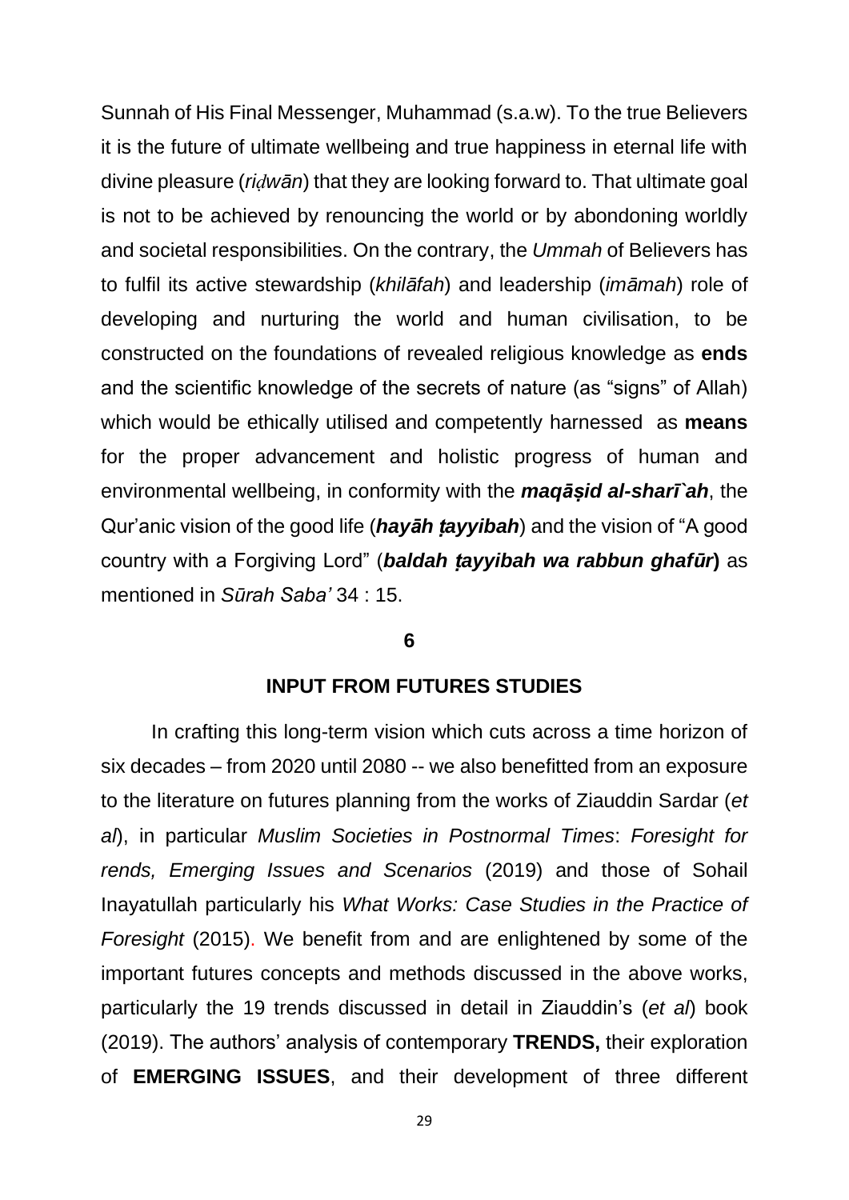Sunnah of His Final Messenger, Muhammad (s.a.w). To the true Believers it is the future of ultimate wellbeing and true happiness in eternal life with divine pleasure (*riḍwān*) that they are looking forward to. That ultimate goal is not to be achieved by renouncing the world or by abondoning worldly and societal responsibilities. On the contrary, the *Ummah* of Believers has to fulfil its active stewardship (*khilāfah*) and leadership (*imāmah*) role of developing and nurturing the world and human civilisation, to be constructed on the foundations of revealed religious knowledge as **ends** and the scientific knowledge of the secrets of nature (as "signs" of Allah) which would be ethically utilised and competently harnessed as **means** for the proper advancement and holistic progress of human and environmental wellbeing, in conformity with the ***maqāṣid al-sharī`ah***, the Qur'anic vision of the good life (***hayāh ṭayyibah***) and the vision of "A good country with a Forgiving Lord" (***baldah ṭayyibah wa rabbun ghafūr***) as mentioned in *Sūrah Saba'* 34 : 15.

## 6

## INPUT FROM FUTURES STUDIES

In crafting this long-term vision which cuts across a time horizon of six decades – from 2020 until 2080 -- we also benefitted from an exposure to the literature on futures planning from the works of Ziauddin Sardar (*et al*), in particular *Muslim Societies in Postnormal Times*: *Foresight for rends, Emerging Issues and Scenarios* (2019) and those of Sohail Inayatullah particularly his *What Works: Case Studies in the Practice of Foresight* (2015). We benefit from and are enlightened by some of the important futures concepts and methods discussed in the above works, particularly the 19 trends discussed in detail in Ziauddin's (*et al*) book (2019). The authors' analysis of contemporary **TRENDS,** their exploration of **EMERGING ISSUES**, and their development of three different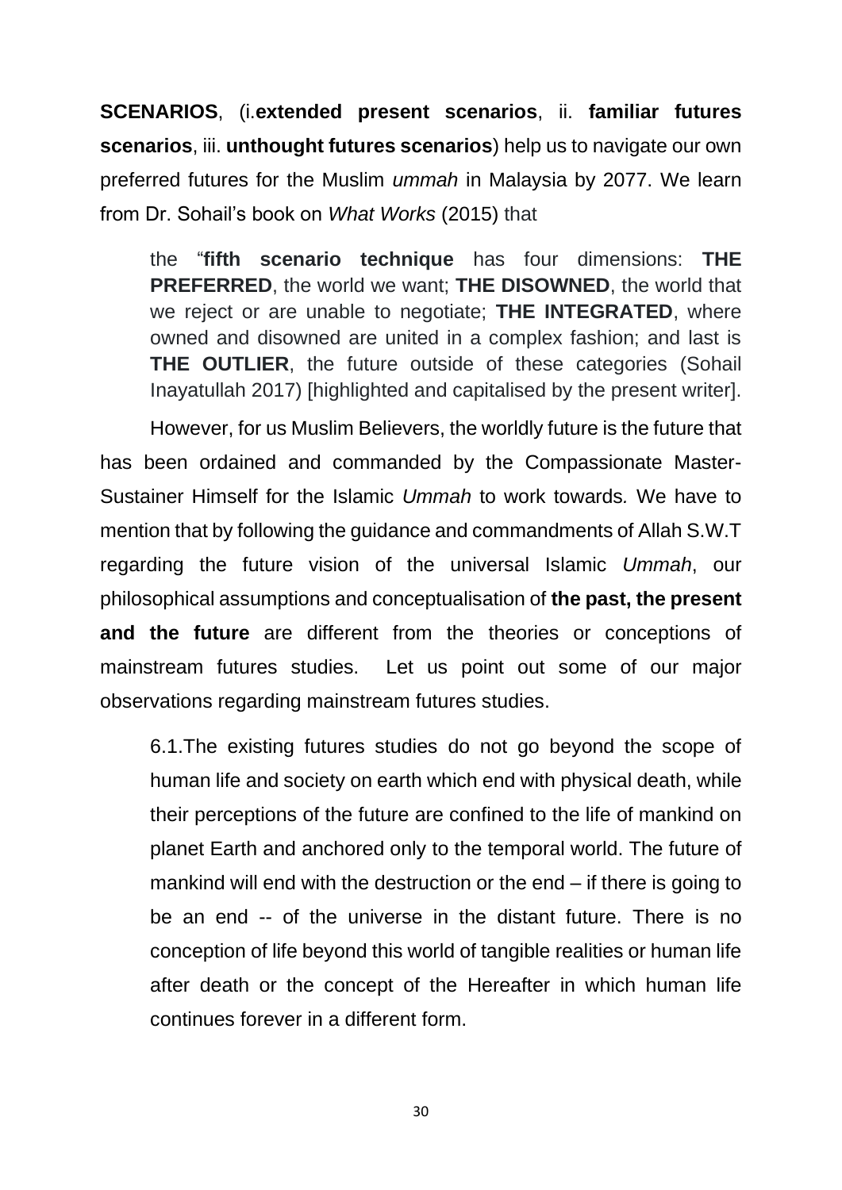**SCENARIOS**, (i.**extended present scenarios**, ii. **familiar futures scenarios**, iii. **unthought futures scenarios**) help us to navigate our own preferred futures for the Muslim *ummah* in Malaysia by 2077. We learn from Dr. Sohail's book on *What Works* (2015) that

> the "**fifth scenario technique** has four dimensions: **THE PREFERRED**, the world we want; **THE DISOWNED**, the world that we reject or are unable to negotiate; **THE INTEGRATED**, where owned and disowned are united in a complex fashion; and last is **THE OUTLIER**, the future outside of these categories (Sohail Inayatullah 2017) [highlighted and capitalised by the present writer].

However, for us Muslim Believers, the worldly future is the future that has been ordained and commanded by the Compassionate Master-Sustainer Himself for the Islamic *Ummah* to work towards*.* We have to mention that by following the guidance and commandments of Allah S.W.T regarding the future vision of the universal Islamic *Ummah*, our philosophical assumptions and conceptualisation of **the past, the present and the future** are different from the theories or conceptions of mainstream futures studies. Let us point out some of our major observations regarding mainstream futures studies.

> 6.1.The existing futures studies do not go beyond the scope of human life and society on earth which end with physical death, while their perceptions of the future are confined to the life of mankind on planet Earth and anchored only to the temporal world. The future of mankind will end with the destruction or the end – if there is going to be an end -- of the universe in the distant future. There is no conception of life beyond this world of tangible realities or human life after death or the concept of the Hereafter in which human life continues forever in a different form.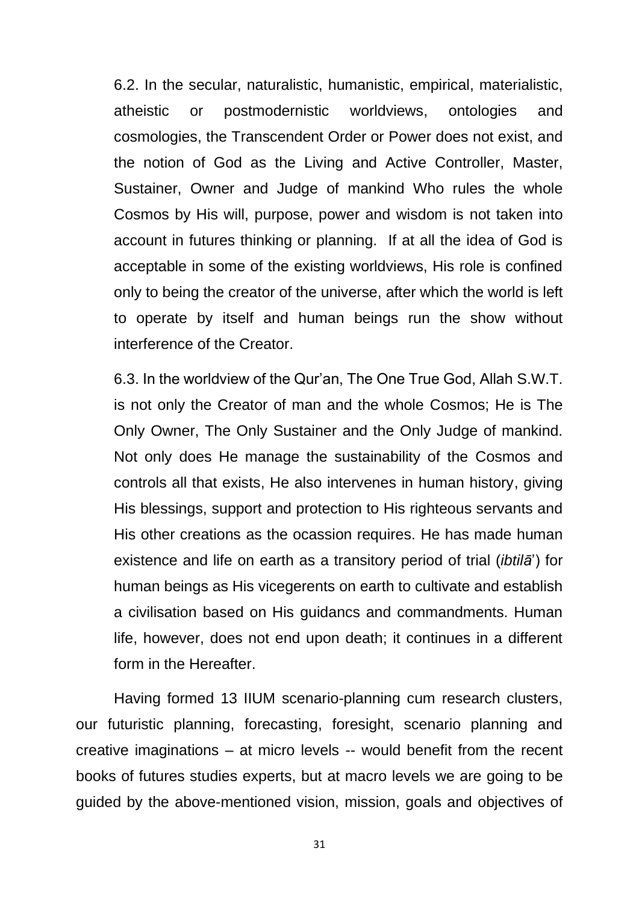6.2. In the secular, naturalistic, humanistic, empirical, materialistic, atheistic or postmodernistic worldviews, ontologies and cosmologies, the Transcendent Order or Power does not exist, and the notion of God as the Living and Active Controller, Master, Sustainer, Owner and Judge of mankind Who rules the whole Cosmos by His will, purpose, power and wisdom is not taken into account in futures thinking or planning. If at all the idea of God is acceptable in some of the existing worldviews, His role is confined only to being the creator of the universe, after which the world is left to operate by itself and human beings run the show without interference of the Creator.

6.3. In the worldview of the Qur'an, The One True God, Allah S.W.T. is not only the Creator of man and the whole Cosmos; He is The Only Owner, The Only Sustainer and the Only Judge of mankind. Not only does He manage the sustainability of the Cosmos and controls all that exists, He also intervenes in human history, giving His blessings, support and protection to His righteous servants and His other creations as the ocassion requires. He has made human existence and life on earth as a transitory period of trial (*ibtilā*') for human beings as His vicegerents on earth to cultivate and establish a civilisation based on His guidancs and commandments. Human life, however, does not end upon death; it continues in a different form in the Hereafter.

Having formed 13 IIUM scenario-planning cum research clusters, our futuristic planning, forecasting, foresight, scenario planning and creative imaginations – at micro levels -- would benefit from the recent books of futures studies experts, but at macro levels we are going to be guided by the above-mentioned vision, mission, goals and objectives of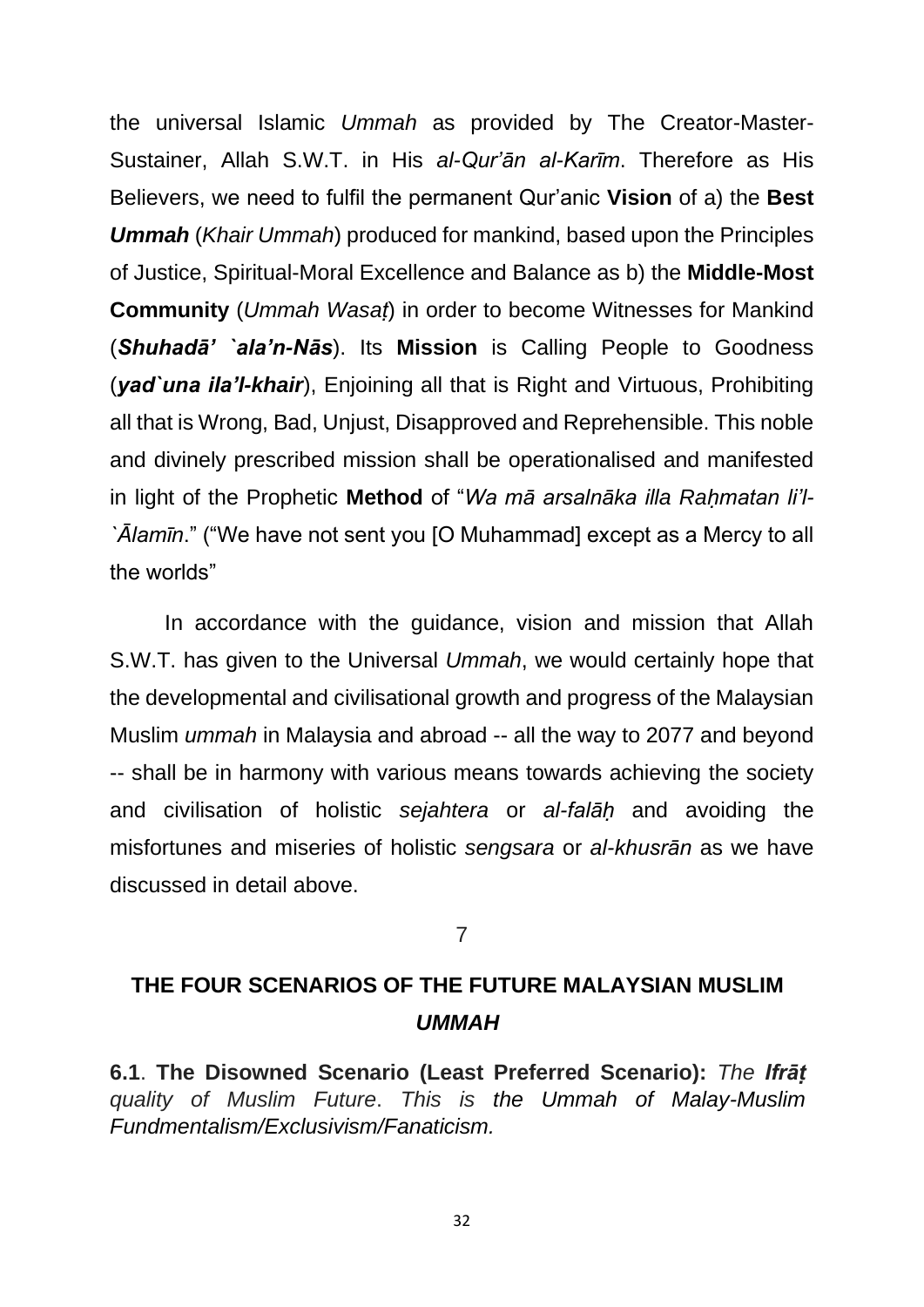the universal Islamic *Ummah* as provided by The Creator-Master-Sustainer, Allah S.W.T. in His *al-Qur'ān al-Karīm*. Therefore as His Believers, we need to fulfil the permanent Qur'anic **Vision** of a) the **Best *Ummah*** (*Khair Ummah*) produced for mankind, based upon the Principles of Justice, Spiritual-Moral Excellence and Balance as b) the **Middle-Most Community** (*Ummah Wasaṭ*) in order to become Witnesses for Mankind (***Shuhadā' `ala'n-Nās***). Its **Mission** is Calling People to Goodness (***yad`una ila'l-khair***), Enjoining all that is Right and Virtuous, Prohibiting all that is Wrong, Bad, Unjust, Disapproved and Reprehensible. This noble and divinely prescribed mission shall be operationalised and manifested in light of the Prophetic **Method** of "*Wa mā arsalnāka illa Raḥmatan li'l-`Ālamīn*." ("We have not sent you [O Muhammad] except as a Mercy to all the worlds"

In accordance with the guidance, vision and mission that Allah S.W.T. has given to the Universal *Ummah*, we would certainly hope that the developmental and civilisational growth and progress of the Malaysian Muslim *ummah* in Malaysia and abroad -- all the way to 2077 and beyond -- shall be in harmony with various means towards achieving the society and civilisation of holistic *sejahtera* or *al-falāḥ* and avoiding the misfortunes and miseries of holistic *sengsara* or *al-khusrān* as we have discussed in detail above.

7

## THE FOUR SCENARIOS OF THE FUTURE MALAYSIAN MUSLIM *UMMAH*

**6.1**. **The Disowned Scenario (Least Preferred Scenario):** *The **Ifrāṭ** quality of Muslim Future. This is the Ummah of Malay-Muslim Fundmentalism/Exclusivism/Fanaticism.*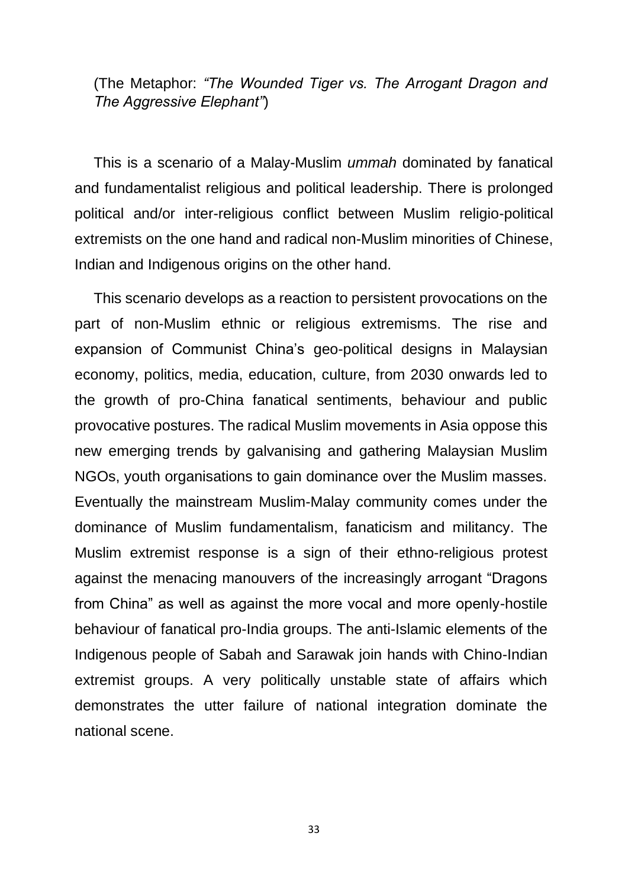(The Metaphor: *"The Wounded Tiger vs. The Arrogant Dragon and The Aggressive Elephant"*)

This is a scenario of a Malay-Muslim *ummah* dominated by fanatical and fundamentalist religious and political leadership. There is prolonged political and/or inter-religious conflict between Muslim religio-political extremists on the one hand and radical non-Muslim minorities of Chinese, Indian and Indigenous origins on the other hand.

This scenario develops as a reaction to persistent provocations on the part of non-Muslim ethnic or religious extremisms. The rise and expansion of Communist China's geo-political designs in Malaysian economy, politics, media, education, culture, from 2030 onwards led to the growth of pro-China fanatical sentiments, behaviour and public provocative postures. The radical Muslim movements in Asia oppose this new emerging trends by galvanising and gathering Malaysian Muslim NGOs, youth organisations to gain dominance over the Muslim masses. Eventually the mainstream Muslim-Malay community comes under the dominance of Muslim fundamentalism, fanaticism and militancy. The Muslim extremist response is a sign of their ethno-religious protest against the menacing manouvers of the increasingly arrogant "Dragons from China" as well as against the more vocal and more openly-hostile behaviour of fanatical pro-India groups. The anti-Islamic elements of the Indigenous people of Sabah and Sarawak join hands with Chino-Indian extremist groups. A very politically unstable state of affairs which demonstrates the utter failure of national integration dominate the national scene.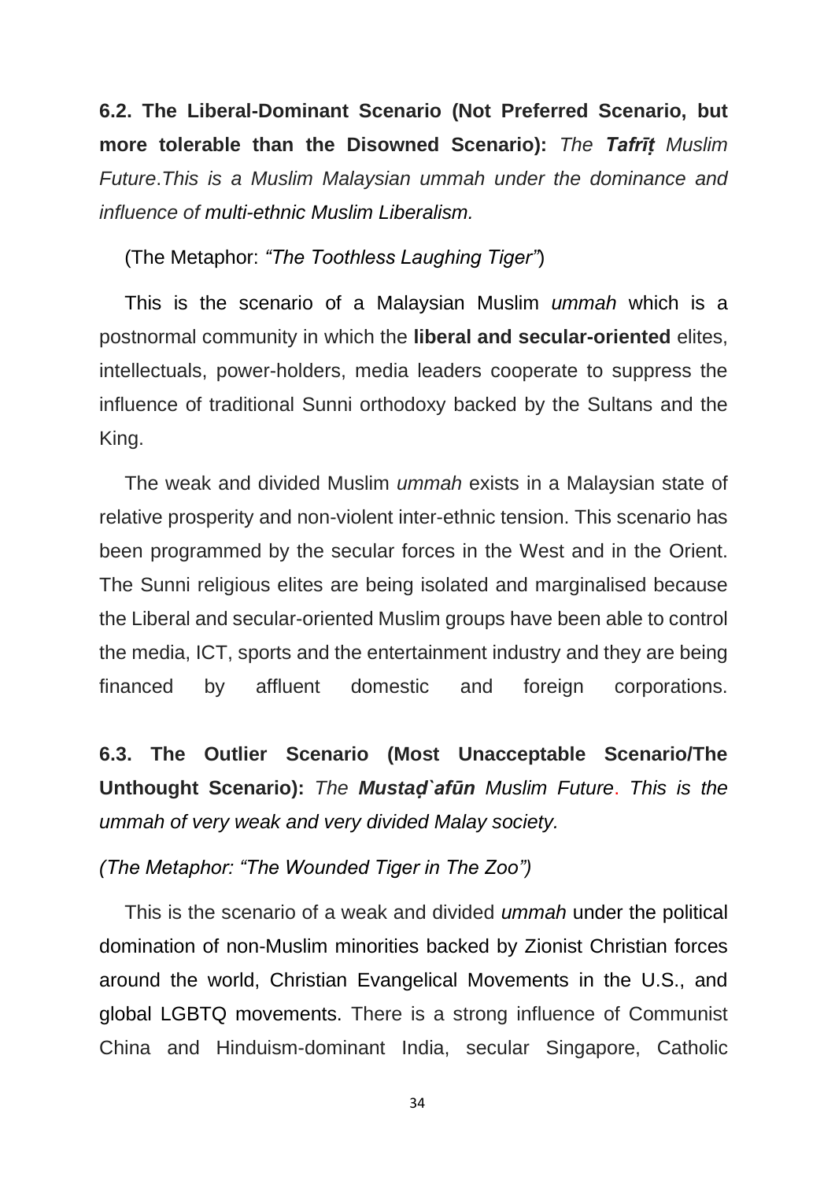**6.2. The Liberal-Dominant Scenario (Not Preferred Scenario, but more tolerable than the Disowned Scenario):** *The **Tafrīṭ** Muslim Future*.*This is a Muslim Malaysian ummah under the dominance and influence of multi-ethnic Muslim Liberalism.*

(The Metaphor: *"The Toothless Laughing Tiger"*)

This is the scenario of a Malaysian Muslim *ummah* which is a postnormal community in which the **liberal and secular-oriented** elites, intellectuals, power-holders, media leaders cooperate to suppress the influence of traditional Sunni orthodoxy backed by the Sultans and the King.

The weak and divided Muslim *ummah* exists in a Malaysian state of relative prosperity and non-violent inter-ethnic tension. This scenario has been programmed by the secular forces in the West and in the Orient. The Sunni religious elites are being isolated and marginalised because the Liberal and secular-oriented Muslim groups have been able to control the media, ICT, sports and the entertainment industry and they are being financed by affluent domestic and foreign corporations.

**6.3. The Outlier Scenario (Most Unacceptable Scenario/The Unthought Scenario):** *The **Mustaḍ`afūn** Muslim Future. This is the ummah of very weak and very divided Malay society.*

*(The Metaphor: "The Wounded Tiger in The Zoo")*

This is the scenario of a weak and divided *ummah* under the political domination of non-Muslim minorities backed by Zionist Christian forces around the world, Christian Evangelical Movements in the U.S., and global LGBTQ movements. There is a strong influence of Communist China and Hinduism-dominant India, secular Singapore, Catholic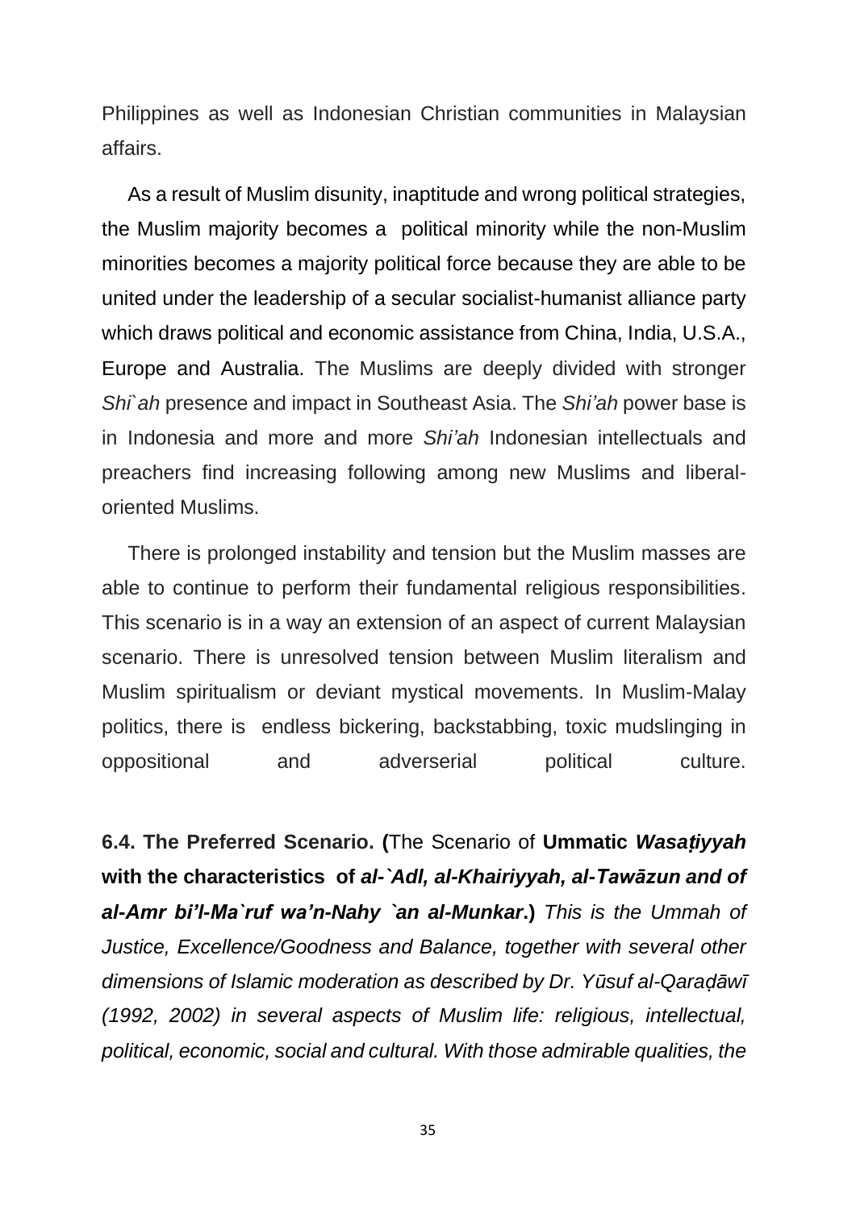Philippines as well as Indonesian Christian communities in Malaysian affairs.

As a result of Muslim disunity, inaptitude and wrong political strategies, the Muslim majority becomes a political minority while the non-Muslim minorities becomes a majority political force because they are able to be united under the leadership of a secular socialist-humanist alliance party which draws political and economic assistance from China, India, U.S.A., Europe and Australia. The Muslims are deeply divided with stronger *Shi`ah* presence and impact in Southeast Asia. The *Shi'ah* power base is in Indonesia and more and more *Shi'ah* Indonesian intellectuals and preachers find increasing following among new Muslims and liberal-oriented Muslims.

There is prolonged instability and tension but the Muslim masses are able to continue to perform their fundamental religious responsibilities. This scenario is in a way an extension of an aspect of current Malaysian scenario. There is unresolved tension between Muslim literalism and Muslim spiritualism or deviant mystical movements. In Muslim-Malay politics, there is endless bickering, backstabbing, toxic mudslinging in oppositional and adverserial political culture.

**6.4. The Preferred Scenario. (**The Scenario of **Ummatic *Wasaṭiyyah* with the characteristics of *al-`Adl, al-Khairiyyah, al-Tawāzun and of al-Amr bi'l-Ma`ruf wa'n-Nahy `an al-Munkar*.)** *This is the Ummah of Justice, Excellence/Goodness and Balance, together with several other dimensions of Islamic moderation as described by Dr. Yūsuf al-Qaraḍāwī (1992, 2002) in several aspects of Muslim life: religious, intellectual, political, economic, social and cultural. With those admirable qualities, the*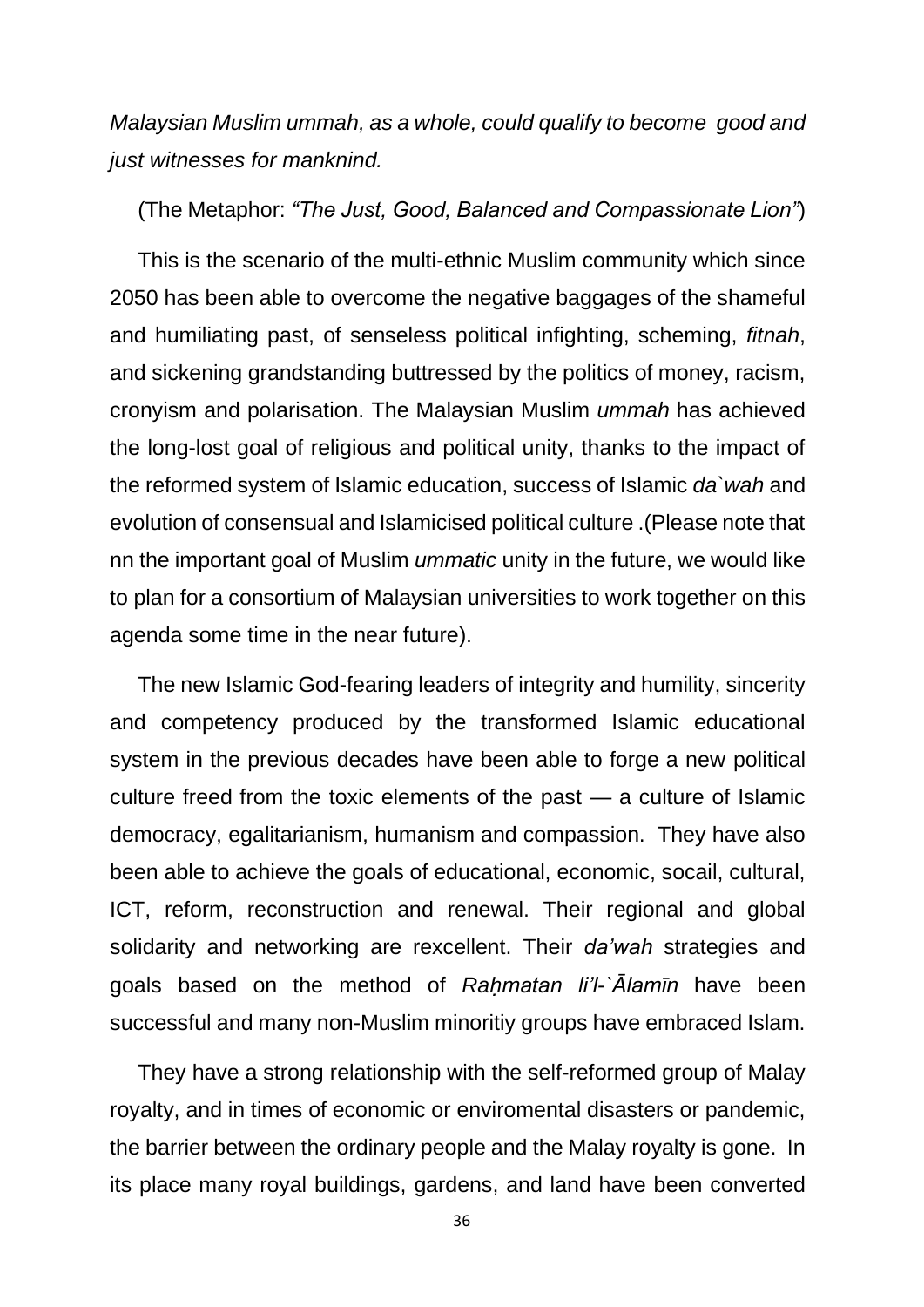*Malaysian Muslim ummah, as a whole, could qualify to become good and just witnesses for manknind.*

(The Metaphor: *"The Just, Good, Balanced and Compassionate Lion"*)

This is the scenario of the multi-ethnic Muslim community which since 2050 has been able to overcome the negative baggages of the shameful and humiliating past, of senseless political infighting, scheming, *fitnah*, and sickening grandstanding buttressed by the politics of money, racism, cronyism and polarisation. The Malaysian Muslim *ummah* has achieved the long-lost goal of religious and political unity, thanks to the impact of the reformed system of Islamic education, success of Islamic *da`wah* and evolution of consensual and Islamicised political culture .(Please note that nn the important goal of Muslim *ummatic* unity in the future, we would like to plan for a consortium of Malaysian universities to work together on this agenda some time in the near future).

The new Islamic God-fearing leaders of integrity and humility, sincerity and competency produced by the transformed Islamic educational system in the previous decades have been able to forge a new political culture freed from the toxic elements of the past — a culture of Islamic democracy, egalitarianism, humanism and compassion. They have also been able to achieve the goals of educational, economic, socail, cultural, ICT, reform, reconstruction and renewal. Their regional and global solidarity and networking are rexcellent. Their *da'wah* strategies and goals based on the method of *Raḥmatan li'l-`Ālamīn* have been successful and many non-Muslim minoritiy groups have embraced Islam.

They have a strong relationship with the self-reformed group of Malay royalty, and in times of economic or enviromental disasters or pandemic, the barrier between the ordinary people and the Malay royalty is gone. In its place many royal buildings, gardens, and land have been converted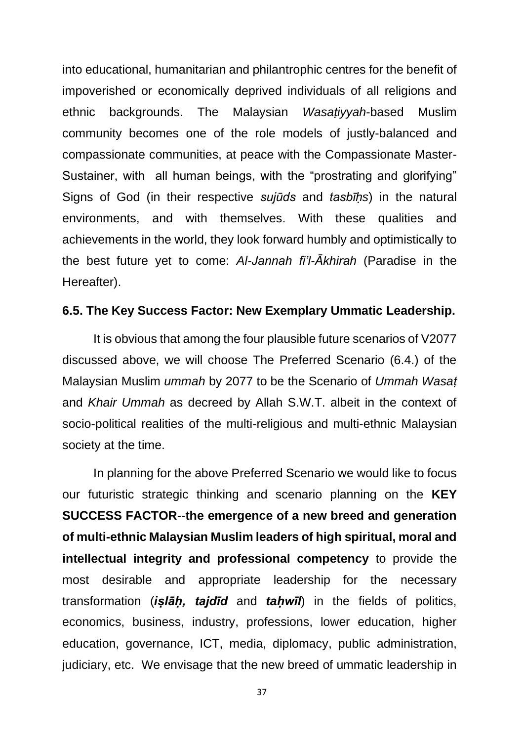into educational, humanitarian and philantrophic centres for the benefit of impoverished or economically deprived individuals of all religions and ethnic backgrounds. The Malaysian *Wasaṭiyyah*-based Muslim community becomes one of the role models of justly-balanced and compassionate communities, at peace with the Compassionate Master-Sustainer, with all human beings, with the "prostrating and glorifying" Signs of God (in their respective *sujūds* and *tasbīḥs*) in the natural environments, and with themselves. With these qualities and achievements in the world, they look forward humbly and optimistically to the best future yet to come: *Al-Jannah fi'l-Ākhirah* (Paradise in the Hereafter).

### 6.5. The Key Success Factor: New Exemplary Ummatic Leadership.

It is obvious that among the four plausible future scenarios of V2077 discussed above, we will choose The Preferred Scenario (6.4.) of the Malaysian Muslim *ummah* by 2077 to be the Scenario of *Ummah Wasaṭ* and *Khair Ummah* as decreed by Allah S.W.T. albeit in the context of socio-political realities of the multi-religious and multi-ethnic Malaysian society at the time.

In planning for the above Preferred Scenario we would like to focus our futuristic strategic thinking and scenario planning on the **KEY SUCCESS FACTOR**--**the emergence of a new breed and generation of multi-ethnic Malaysian Muslim leaders of high spiritual, moral and intellectual integrity and professional competency** to provide the most desirable and appropriate leadership for the necessary transformation (***iṣlāḥ, tajdīd*** and ***taḥwīl***) in the fields of politics, economics, business, industry, professions, lower education, higher education, governance, ICT, media, diplomacy, public administration, judiciary, etc. We envisage that the new breed of ummatic leadership in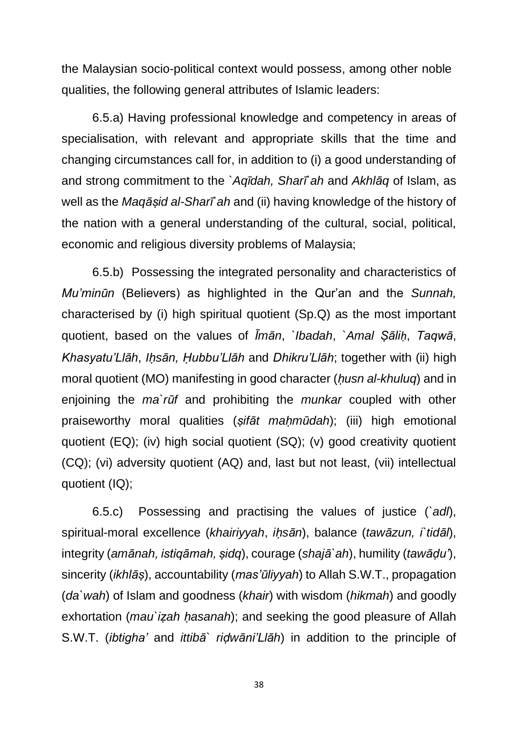the Malaysian socio-political context would possess, among other noble qualities, the following general attributes of Islamic leaders:

6.5.a) Having professional knowledge and competency in areas of specialisation, with relevant and appropriate skills that the time and changing circumstances call for, in addition to (i) a good understanding of and strong commitment to the *`Aqīdah, Sharī`ah* and *Akhlāq* of Islam, as well as the *Maqāṣid al-Sharī`ah* and (ii) having knowledge of the history of the nation with a general understanding of the cultural, social, political, economic and religious diversity problems of Malaysia;

6.5.b) Possessing the integrated personality and characteristics of *Mu'minūn* (Believers) as highlighted in the Qur'an and the *Sunnah,* characterised by (i) high spiritual quotient (Sp.Q) as the most important quotient, based on the values of *Īmān*, *`Ibadah*, *`Amal Ṣāliḥ*, *Taqwā*, *Khasyatu'Llāh*, *Iḥsān, Ḥubbu'Llāh* and *Dhikru'Llāh*; together with (ii) high moral quotient (MO) manifesting in good character (*ḥusn al-khuluq*) and in enjoining the *ma`rūf* and prohibiting the *munkar* coupled with other praiseworthy moral qualities (*ṣifāt maḥmūdah*); (iii) high emotional quotient (EQ); (iv) high social quotient (SQ); (v) good creativity quotient (CQ); (vi) adversity quotient (AQ) and, last but not least, (vii) intellectual quotient (IQ);

6.5.c) Possessing and practising the values of justice (*`adl*), spiritual-moral excellence (*khairiyyah*, *iḥsān*), balance (*tawāzun, i`tidāl*), integrity (*amānah, istiqāmah, ṣidq*), courage (*shajā`ah*), humility (*tawāḍu'*), sincerity (*ikhlāṣ*), accountability (*mas'ūliyyah*) to Allah S.W.T., propagation (*da`wah*) of Islam and goodness (*khair*) with wisdom (*hikmah*) and goodly exhortation (*mau`iẓah ḥasanah*); and seeking the good pleasure of Allah S.W.T. (*ibtigha'* and *ittibā` riḍwāni'Llāh*) in addition to the principle of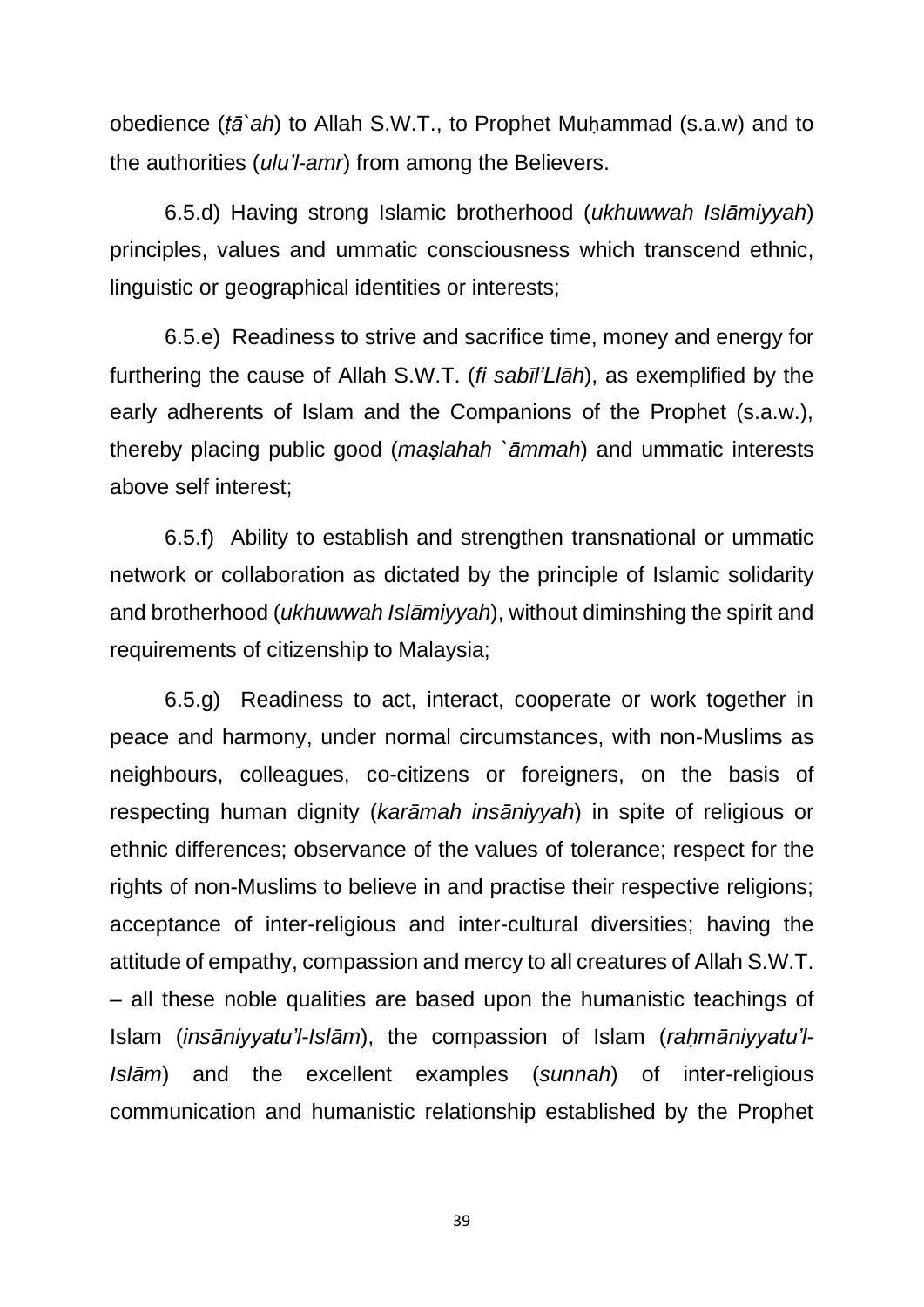obedience (*ṭā`ah*) to Allah S.W.T., to Prophet Muḥammad (s.a.w) and to the authorities (*ulu'l-amr*) from among the Believers.

6.5.d) Having strong Islamic brotherhood (*ukhuwwah Islāmiyyah*) principles, values and ummatic consciousness which transcend ethnic, linguistic or geographical identities or interests;

6.5.e) Readiness to strive and sacrifice time, money and energy for furthering the cause of Allah S.W.T. (*fi sabīl'Llāh*), as exemplified by the early adherents of Islam and the Companions of the Prophet (s.a.w.), thereby placing public good (*maṣlahah `āmmah*) and ummatic interests above self interest;

6.5.f) Ability to establish and strengthen transnational or ummatic network or collaboration as dictated by the principle of Islamic solidarity and brotherhood (*ukhuwwah Islāmiyyah*), without diminshing the spirit and requirements of citizenship to Malaysia;

6.5.g) Readiness to act, interact, cooperate or work together in peace and harmony, under normal circumstances, with non-Muslims as neighbours, colleagues, co-citizens or foreigners, on the basis of respecting human dignity (*karāmah insāniyyah*) in spite of religious or ethnic differences; observance of the values of tolerance; respect for the rights of non-Muslims to believe in and practise their respective religions; acceptance of inter-religious and inter-cultural diversities; having the attitude of empathy, compassion and mercy to all creatures of Allah S.W.T. – all these noble qualities are based upon the humanistic teachings of Islam (*insāniyyatu'l-Islām*), the compassion of Islam (*raḥmāniyyatu'l-Islām*) and the excellent examples (*sunnah*) of inter-religious communication and humanistic relationship established by the Prophet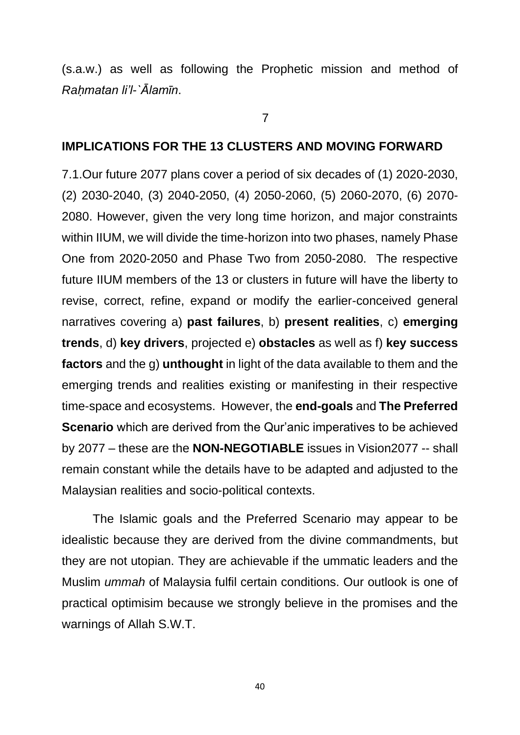(s.a.w.) as well as following the Prophetic mission and method of *Raḥmatan li'l-`Ālamīn*.

## 7

## IMPLICATIONS FOR THE 13 CLUSTERS AND MOVING FORWARD

7.1.Our future 2077 plans cover a period of six decades of (1) 2020-2030, (2) 2030-2040, (3) 2040-2050, (4) 2050-2060, (5) 2060-2070, (6) 2070-2080. However, given the very long time horizon, and major constraints within IIUM, we will divide the time-horizon into two phases, namely Phase One from 2020-2050 and Phase Two from 2050-2080. The respective future IIUM members of the 13 or clusters in future will have the liberty to revise, correct, refine, expand or modify the earlier-conceived general narratives covering a) **past failures**, b) **present realities**, c) **emerging trends**, d) **key drivers**, projected e) **obstacles** as well as f) **key success factors** and the g) **unthought** in light of the data available to them and the emerging trends and realities existing or manifesting in their respective time-space and ecosystems. However, the **end-goals** and **The Preferred Scenario** which are derived from the Qur'anic imperatives to be achieved by 2077 – these are the **NON-NEGOTIABLE** issues in Vision2077 -- shall remain constant while the details have to be adapted and adjusted to the Malaysian realities and socio-political contexts.

The Islamic goals and the Preferred Scenario may appear to be idealistic because they are derived from the divine commandments, but they are not utopian. They are achievable if the ummatic leaders and the Muslim *ummah* of Malaysia fulfil certain conditions. Our outlook is one of practical optimisim because we strongly believe in the promises and the warnings of Allah S.W.T.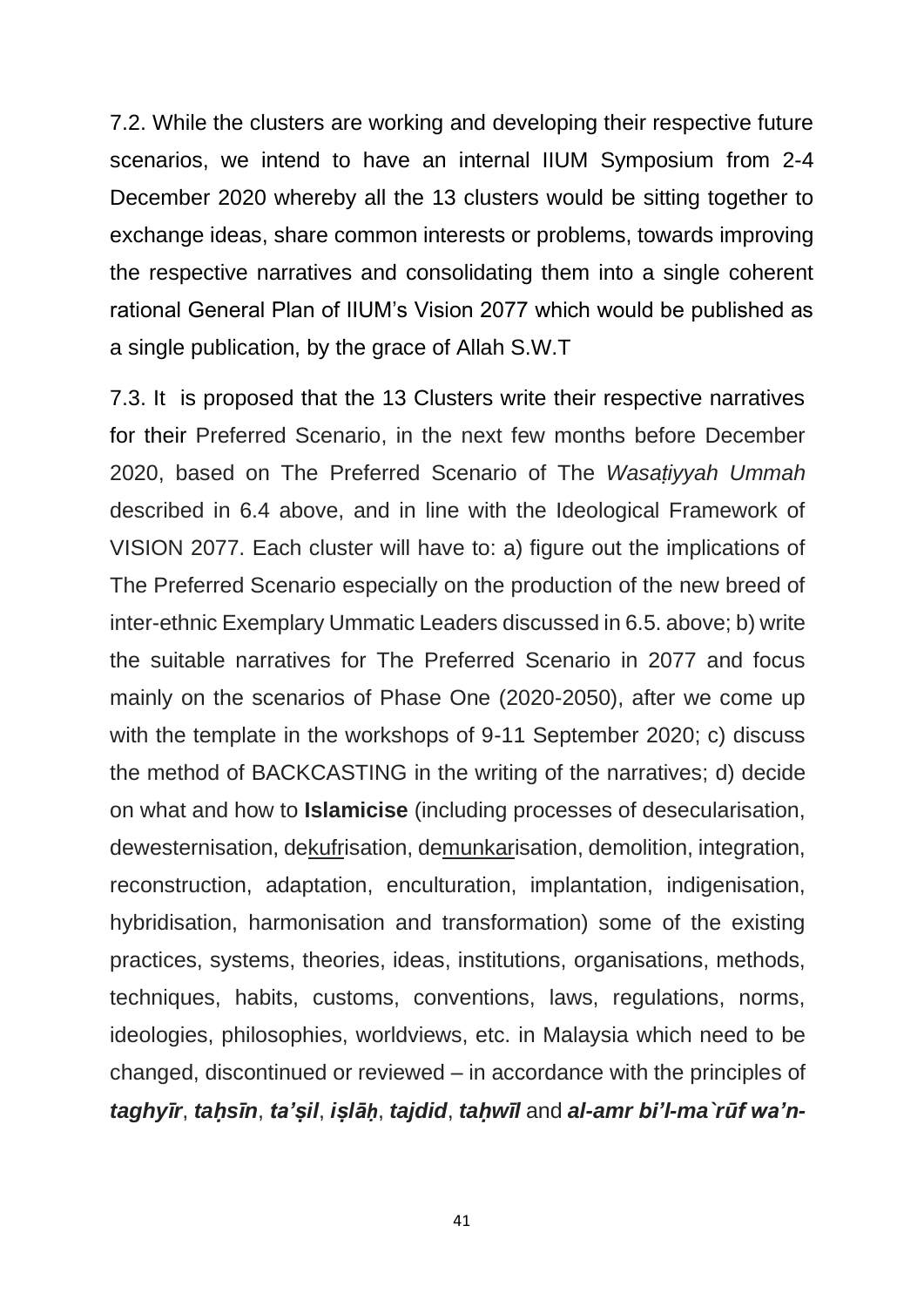7.2. While the clusters are working and developing their respective future scenarios, we intend to have an internal IIUM Symposium from 2-4 December 2020 whereby all the 13 clusters would be sitting together to exchange ideas, share common interests or problems, towards improving the respective narratives and consolidating them into a single coherent rational General Plan of IIUM's Vision 2077 which would be published as a single publication, by the grace of Allah S.W.T

7.3. It is proposed that the 13 Clusters write their respective narratives for their Preferred Scenario, in the next few months before December 2020, based on The Preferred Scenario of The *Wasaṭiyyah Ummah* described in 6.4 above, and in line with the Ideological Framework of VISION 2077. Each cluster will have to: a) figure out the implications of The Preferred Scenario especially on the production of the new breed of inter-ethnic Exemplary Ummatic Leaders discussed in 6.5. above; b) write the suitable narratives for The Preferred Scenario in 2077 and focus mainly on the scenarios of Phase One (2020-2050), after we come up with the template in the workshops of 9-11 September 2020; c) discuss the method of BACKCASTING in the writing of the narratives; d) decide on what and how to **Islamicise** (including processes of desecularisation, dewesternisation, dekufrisation, demunkarisation, demolition, integration, reconstruction, adaptation, enculturation, implantation, indigenisation, hybridisation, harmonisation and transformation) some of the existing practices, systems, theories, ideas, institutions, organisations, methods, techniques, habits, customs, conventions, laws, regulations, norms, ideologies, philosophies, worldviews, etc. in Malaysia which need to be changed, discontinued or reviewed – in accordance with the principles of ***taghyīr***, ***taḥsīn***, ***ta'ṣil***, ***iṣlāḥ***, ***tajdid***, ***taḥwīl*** and ***al-amr bi'l-ma`rūf wa'n-***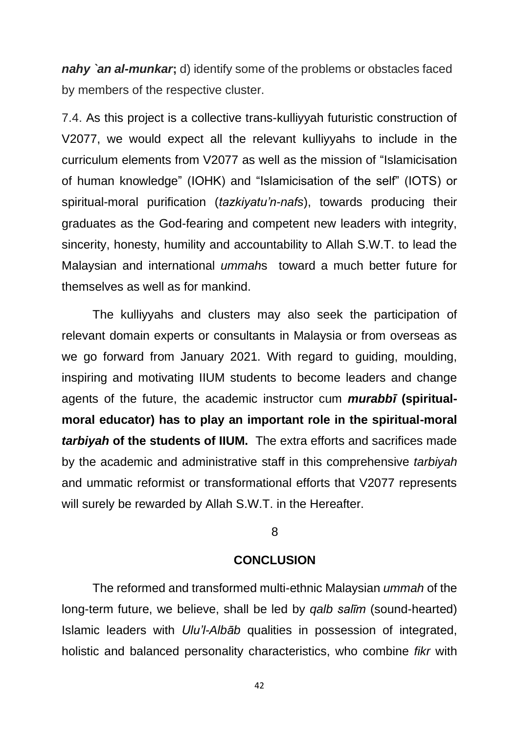***nahy `an al-munkar*;** d) identify some of the problems or obstacles faced by members of the respective cluster.

7.4. As this project is a collective trans-kulliyyah futuristic construction of V2077, we would expect all the relevant kulliyyahs to include in the curriculum elements from V2077 as well as the mission of "Islamicisation of human knowledge" (IOHK) and "Islamicisation of the self" (IOTS) or spiritual-moral purification (*tazkiyatu'n-nafs*), towards producing their graduates as the God-fearing and competent new leaders with integrity, sincerity, honesty, humility and accountability to Allah S.W.T. to lead the Malaysian and international *ummah*s toward a much better future for themselves as well as for mankind.

The kulliyyahs and clusters may also seek the participation of relevant domain experts or consultants in Malaysia or from overseas as we go forward from January 2021. With regard to guiding, moulding, inspiring and motivating IIUM students to become leaders and change agents of the future, the academic instructor cum ***murabbī* (spiritual-moral educator) has to play an important role in the spiritual-moral *tarbiyah* of the students of IIUM.** The extra efforts and sacrifices made by the academic and administrative staff in this comprehensive *tarbiyah* and ummatic reformist or transformational efforts that V2077 represents will surely be rewarded by Allah S.W.T. in the Hereafter.

## 8

## CONCLUSION

The reformed and transformed multi-ethnic Malaysian *ummah* of the long-term future, we believe, shall be led by *qalb salīm* (sound-hearted) Islamic leaders with *Ulu'l-Albāb* qualities in possession of integrated, holistic and balanced personality characteristics, who combine *fikr* with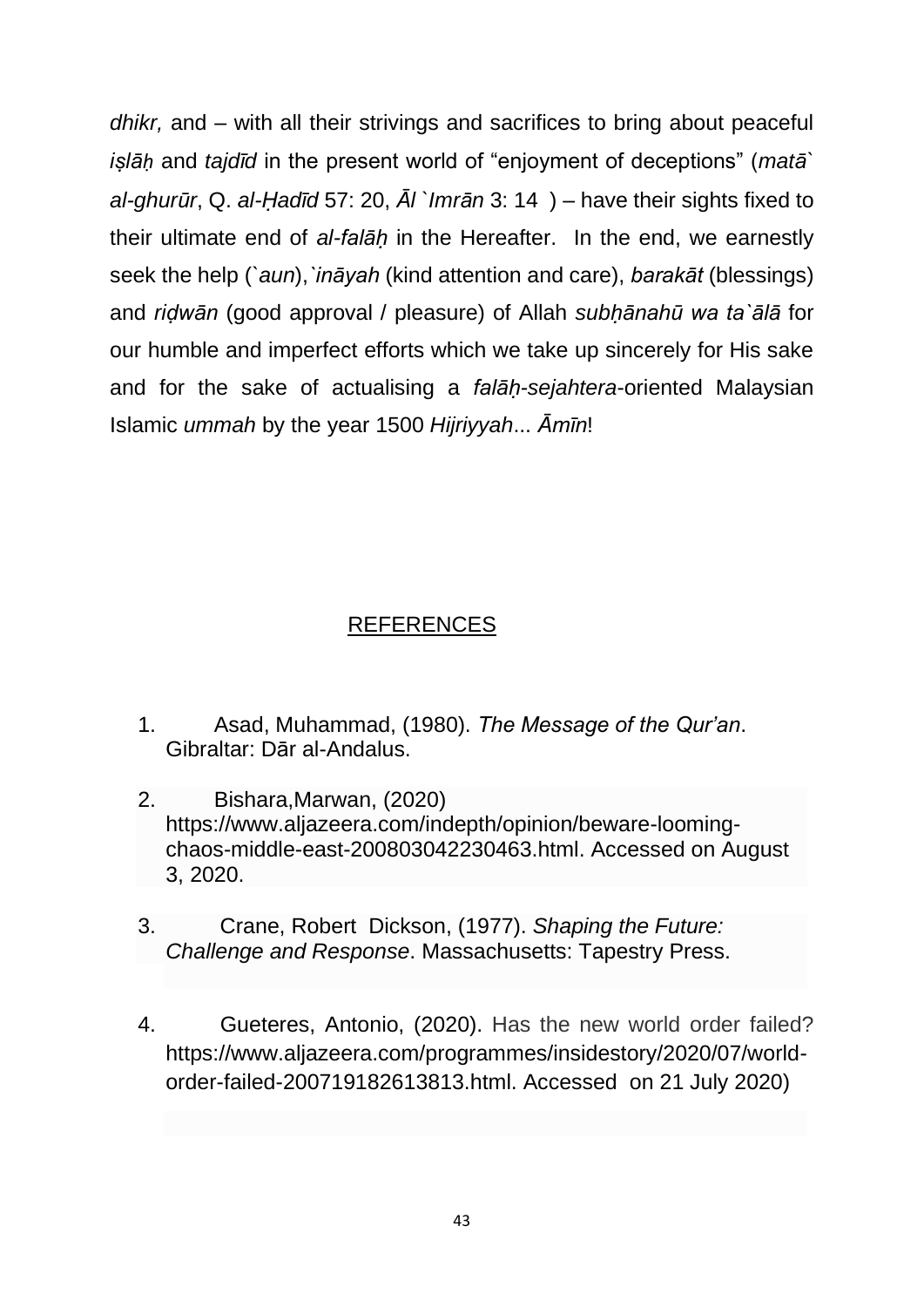*dhikr,* and – with all their strivings and sacrifices to bring about peaceful *iṣlāḥ* and *tajdīd* in the present world of "enjoyment of deceptions" (*matā` al-ghurūr*, Q. *al-Ḥadīd* 57: 20, *Āl `Imrān* 3: 14 ) – have their sights fixed to their ultimate end of *al-falāḥ* in the Hereafter. In the end, we earnestly seek the help (`*aun*),`*ināyah* (kind attention and care), *barakāt* (blessings) and *riḍwān* (good approval / pleasure) of Allah *subḥānahū wa ta`ālā* for our humble and imperfect efforts which we take up sincerely for His sake and for the sake of actualising a *falāḥ-sejahtera*-oriented Malaysian Islamic *ummah* by the year 1500 *Hijriyyah*... *Āmīn*!

## REFERENCES

1. Asad, Muhammad, (1980). *The Message of the Qur'an*. Gibraltar: Dār al-Andalus.

2. Bishara,Marwan, (2020) https://www.aljazeera.com/indepth/opinion/beware-looming-chaos-middle-east-200803042230463.html. Accessed on August 3, 2020.

3. Crane, Robert Dickson, (1977). *Shaping the Future: Challenge and Response*. Massachusetts: Tapestry Press.

4. Gueteres, Antonio, (2020). Has the new world order failed? https://www.aljazeera.com/programmes/insidestory/2020/07/world-order-failed-200719182613813.html. Accessed on 21 July 2020)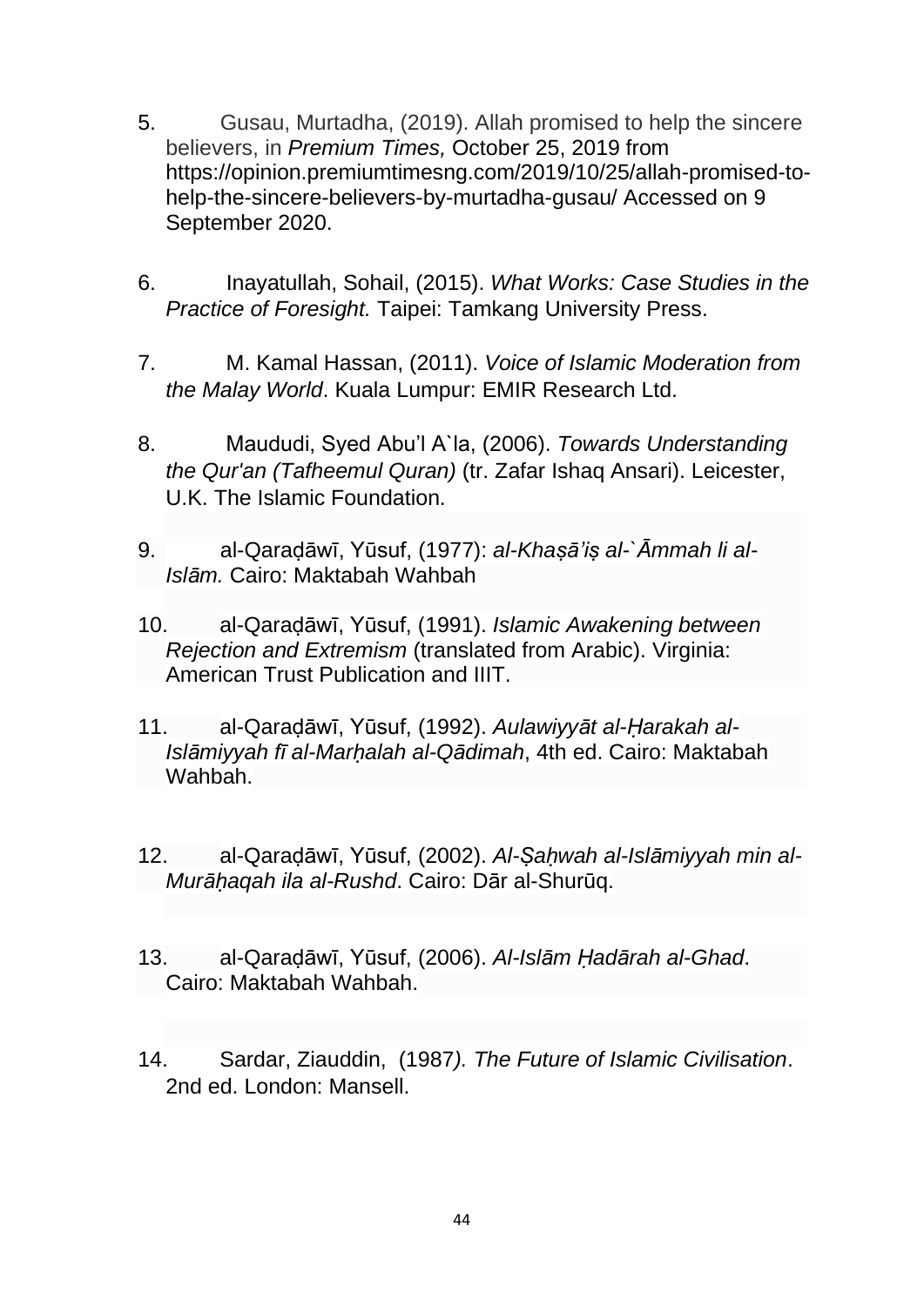5. Gusau, Murtadha, (2019). Allah promised to help the sincere believers, in *Premium Times,* October 25, 2019 from https://opinion.premiumtimesng.com/2019/10/25/allah-promised-to-help-the-sincere-believers-by-murtadha-gusau/ Accessed on 9 September 2020.

6. Inayatullah, Sohail, (2015). *What Works: Case Studies in the Practice of Foresight.* Taipei: Tamkang University Press.

7. M. Kamal Hassan, (2011). *Voice of Islamic Moderation from the Malay World*. Kuala Lumpur: EMIR Research Ltd.

8. Maududi, Syed Abu'l A`la, (2006). *Towards Understanding the Qur'an (Tafheemul Quran)* (tr. Zafar Ishaq Ansari). Leicester, U.K. The Islamic Foundation.

9. al-Qaraḍāwī, Yūsuf, (1977): *al-Khaṣā'iṣ al-`Āmmah li al-Islām.* Cairo: Maktabah Wahbah

10. al-Qaraḍāwī, Yūsuf, (1991). *Islamic Awakening between Rejection and Extremism* (translated from Arabic). Virginia: American Trust Publication and IIIT.

11. al-Qaraḍāwī, Yūsuf, (1992). *Aulawiyyāt al-Ḥarakah al-Islāmiyyah fī al-Marḥalah al-Qādimah*, 4th ed. Cairo: Maktabah Wahbah.

12. al-Qaraḍāwī, Yūsuf, (2002). *Al-Ṣaḥwah al-Islāmiyyah min al-Murāḥaqah ila al-Rushd*. Cairo: Dār al-Shurūq.

13. al-Qaraḍāwī, Yūsuf, (2006). *Al-Islām Ḥadārah al-Ghad*. Cairo: Maktabah Wahbah.

14. Sardar, Ziauddin, (1987*). The Future of Islamic Civilisation*. 2nd ed. London: Mansell.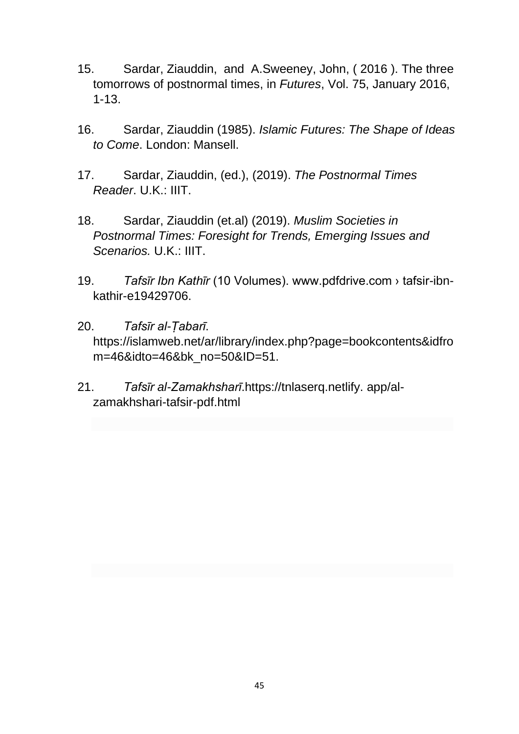15. Sardar, Ziauddin, and A.Sweeney, John, ( 2016 ). The three tomorrows of postnormal times, in *Futures*, Vol. 75, January 2016, 1-13.

16. Sardar, Ziauddin (1985). *Islamic Futures: The Shape of Ideas to Come*. London: Mansell.

17. Sardar, Ziauddin, (ed.), (2019). *The Postnormal Times Reader*. U.K.: IIIT.

18. Sardar, Ziauddin (et.al) (2019). *Muslim Societies in Postnormal Times: Foresight for Trends, Emerging Issues and Scenarios.* U.K.: IIIT.

19. *Tafsīr Ibn Kathīr* (10 Volumes). www.pdfdrive.com › tafsir-ibn-kathir-e19429706.

20. *Tafsīr al-Ṭabarī*. https://islamweb.net/ar/library/index.php?page=bookcontents&idfrom=46&idto=46&bk_no=50&ID=51.

21. *Tafsīr al-Zamakhsharī*.https://tnlaserq.netlify. app/al-zamakhshari-tafsir-pdf.html